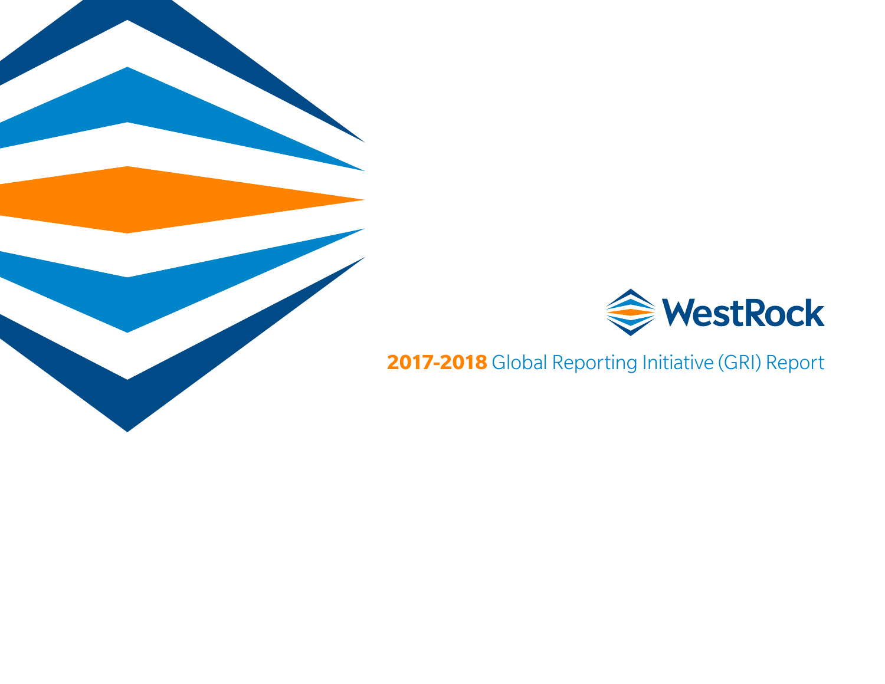WestRock

# 2017-2018 Global Reporting Initiative (GRI) Report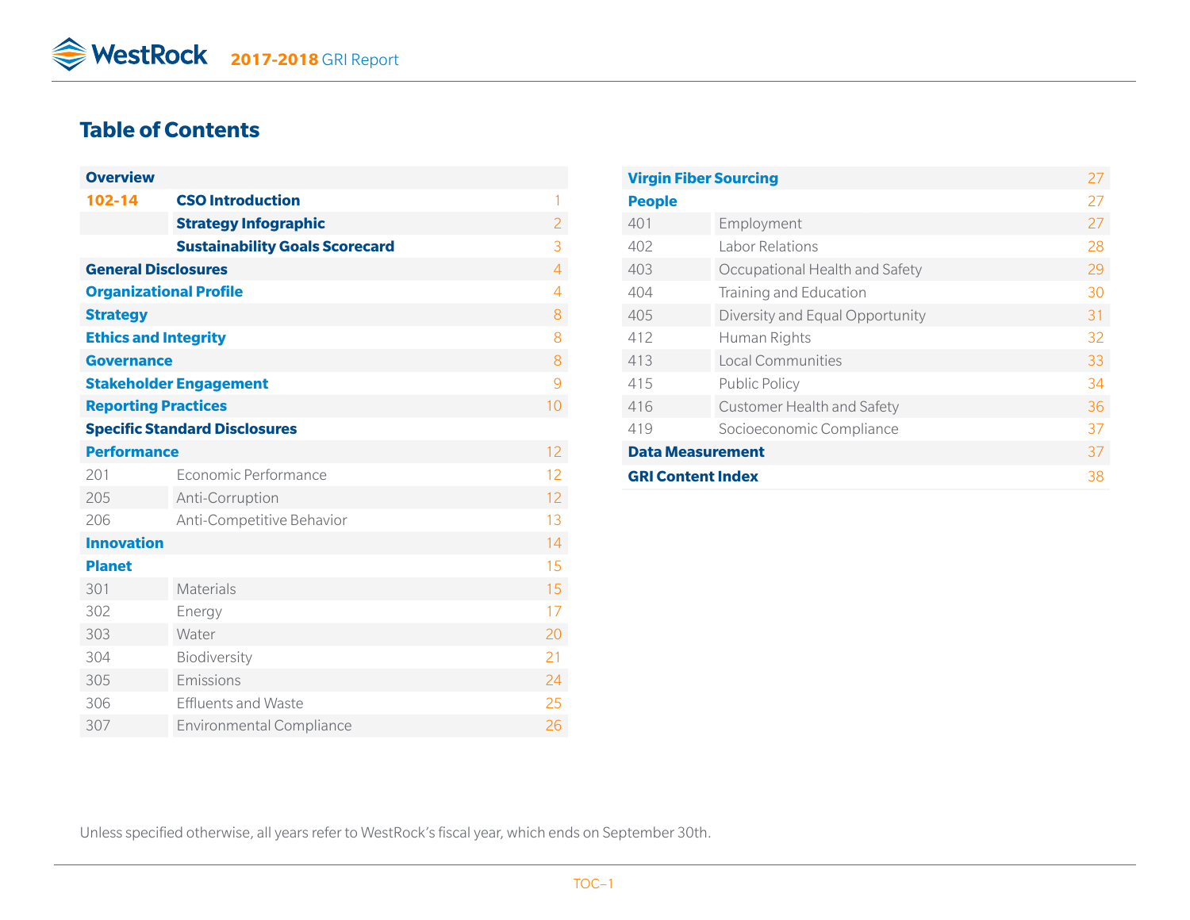# Table of Contents

| | | |
|---|---|---|
| **Overview** | | |
| **102-14** | **CSO Introduction** | 1 |
| | **Strategy Infographic** | 2 |
| | **Sustainability Goals Scorecard** | 3 |
| **General Disclosures** | | 4 |
| **Organizational Profile** | | 4 |
| **Strategy** | | 8 |
| **Ethics and Integrity** | | 8 |
| **Governance** | | 8 |
| **Stakeholder Engagement** | | 9 |
| **Reporting Practices** | | 10 |
| **Specific Standard Disclosures** | | |
| **Performance** | | 12 |
| 201 | Economic Performance | 12 |
| 205 | Anti-Corruption | 12 |
| 206 | Anti-Competitive Behavior | 13 |
| **Innovation** | | 14 |
| **Planet** | | 15 |
| 301 | Materials | 15 |
| 302 | Energy | 17 |
| 303 | Water | 20 |
| 304 | Biodiversity | 21 |
| 305 | Emissions | 24 |
| 306 | Effluents and Waste | 25 |
| 307 | Environmental Compliance | 26 |
| **Virgin Fiber Sourcing** | | 27 |
| **People** | | 27 |
| 401 | Employment | 27 |
| 402 | Labor Relations | 28 |
| 403 | Occupational Health and Safety | 29 |
| 404 | Training and Education | 30 |
| 405 | Diversity and Equal Opportunity | 31 |
| 412 | Human Rights | 32 |
| 413 | Local Communities | 33 |
| 415 | Public Policy | 34 |
| 416 | Customer Health and Safety | 36 |
| 419 | Socioeconomic Compliance | 37 |
| **Data Measurement** | | 37 |
| **GRI Content Index** | | 38 |

Unless specified otherwise, all years refer to WestRock's fiscal year, which ends on September 30th.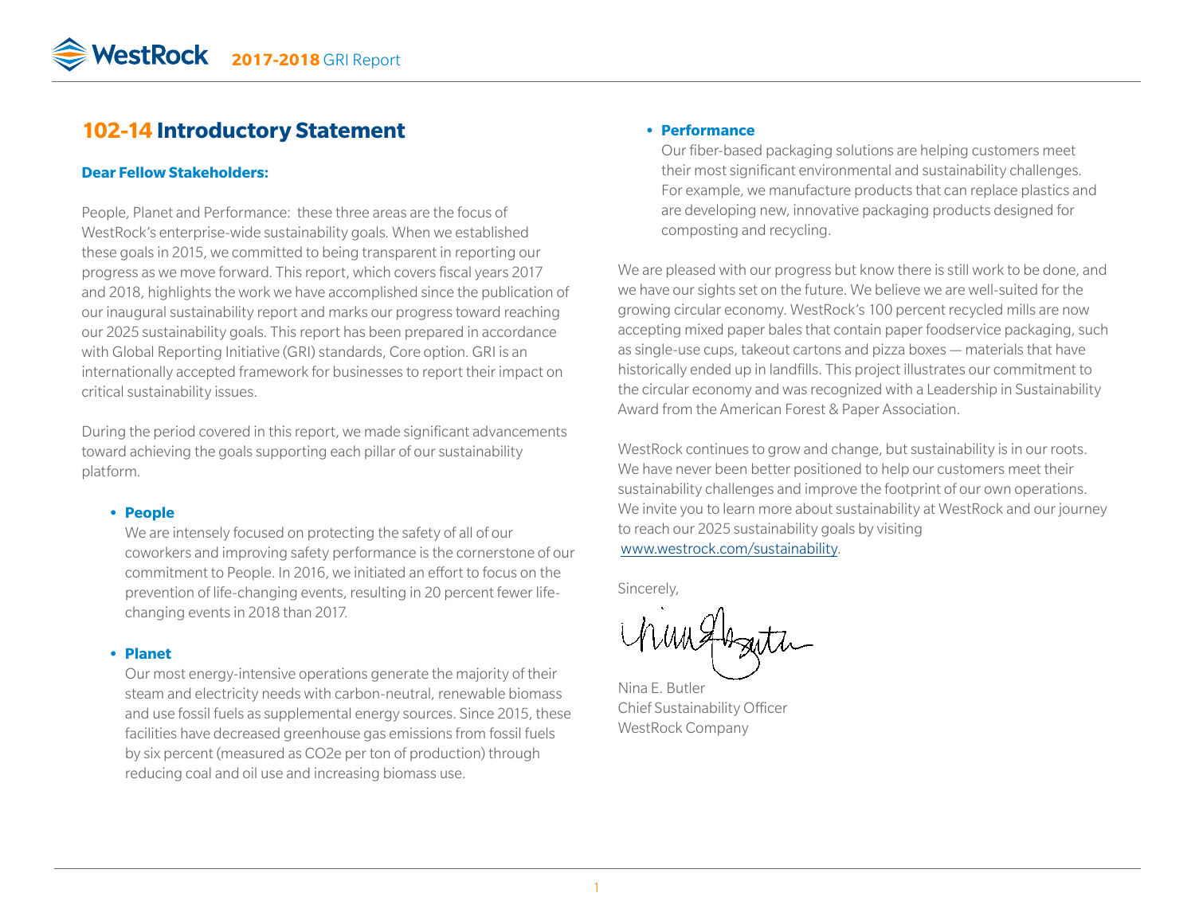## 102-14 Introductory Statement

**Dear Fellow Stakeholders:**

People, Planet and Performance: these three areas are the focus of WestRock's enterprise-wide sustainability goals. When we established these goals in 2015, we committed to being transparent in reporting our progress as we move forward. This report, which covers fiscal years 2017 and 2018, highlights the work we have accomplished since the publication of our inaugural sustainability report and marks our progress toward reaching our 2025 sustainability goals. This report has been prepared in accordance with Global Reporting Initiative (GRI) standards, Core option. GRI is an internationally accepted framework for businesses to report their impact on critical sustainability issues.

During the period covered in this report, we made significant advancements toward achieving the goals supporting each pillar of our sustainability platform.

- **People**
  We are intensely focused on protecting the safety of all of our coworkers and improving safety performance is the cornerstone of our commitment to People. In 2016, we initiated an effort to focus on the prevention of life-changing events, resulting in 20 percent fewer life-changing events in 2018 than 2017.

- **Planet**
  Our most energy-intensive operations generate the majority of their steam and electricity needs with carbon-neutral, renewable biomass and use fossil fuels as supplemental energy sources. Since 2015, these facilities have decreased greenhouse gas emissions from fossil fuels by six percent (measured as $CO_2e$ per ton of production) through reducing coal and oil use and increasing biomass use.

- **Performance**
  Our fiber-based packaging solutions are helping customers meet their most significant environmental and sustainability challenges. For example, we manufacture products that can replace plastics and are developing new, innovative packaging products designed for composting and recycling.

We are pleased with our progress but know there is still work to be done, and we have our sights set on the future. We believe we are well-suited for the growing circular economy. WestRock's 100 percent recycled mills are now accepting mixed paper bales that contain paper foodservice packaging, such as single-use cups, takeout cartons and pizza boxes — materials that have historically ended up in landfills. This project illustrates our commitment to the circular economy and was recognized with a Leadership in Sustainability Award from the American Forest & Paper Association.

WestRock continues to grow and change, but sustainability is in our roots. We have never been better positioned to help our customers meet their sustainability challenges and improve the footprint of our own operations. We invite you to learn more about sustainability at WestRock and our journey to reach our 2025 sustainability goals by visiting www.westrock.com/sustainability.

Sincerely,

Nina E. Butler
Chief Sustainability Officer
WestRock Company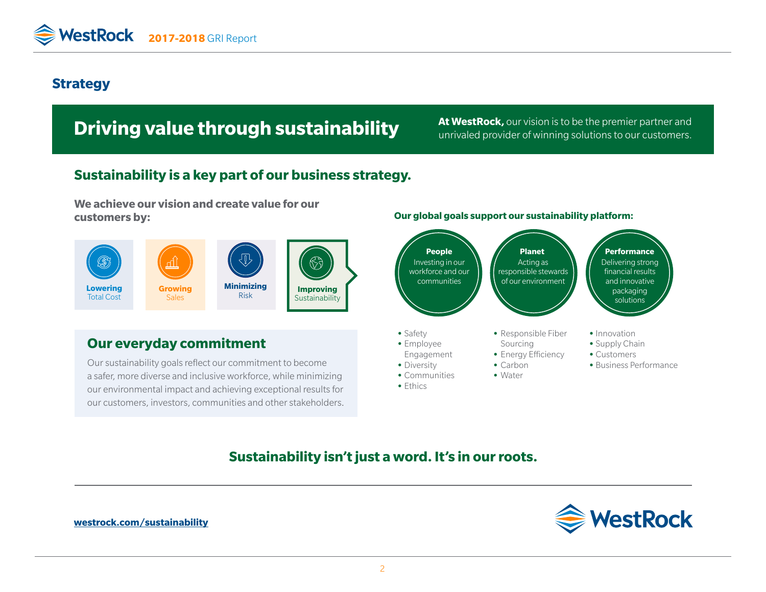## Strategy

# Driving value through sustainability

**At WestRock,** our vision is to be the premier partner and unrivaled provider of winning solutions to our customers.

## Sustainability is a key part of our business strategy.

**We achieve our vision and create value for our customers by:**

- **Lowering** Total Cost
- **Growing** Sales
- **Minimizing** Risk
- **Improving** Sustainability

### Our everyday commitment

Our sustainability goals reflect our commitment to become a safer, more diverse and inclusive workforce, while minimizing our environmental impact and achieving exceptional results for our customers, investors, communities and other stakeholders.

**Our global goals support our sustainability platform:**

**People**
Investing in our workforce and our communities

- Safety
- Employee Engagement
- Diversity
- Communities
- Ethics

**Planet**
Acting as responsible stewards of our environment

- Responsible Fiber Sourcing
- Energy Efficiency
- Carbon
- Water

**Performance**
Delivering strong financial results and innovative packaging solutions

- Innovation
- Supply Chain
- Customers
- Business Performance

**Sustainability isn't just a word. It's in our roots.**

westrock.com/sustainability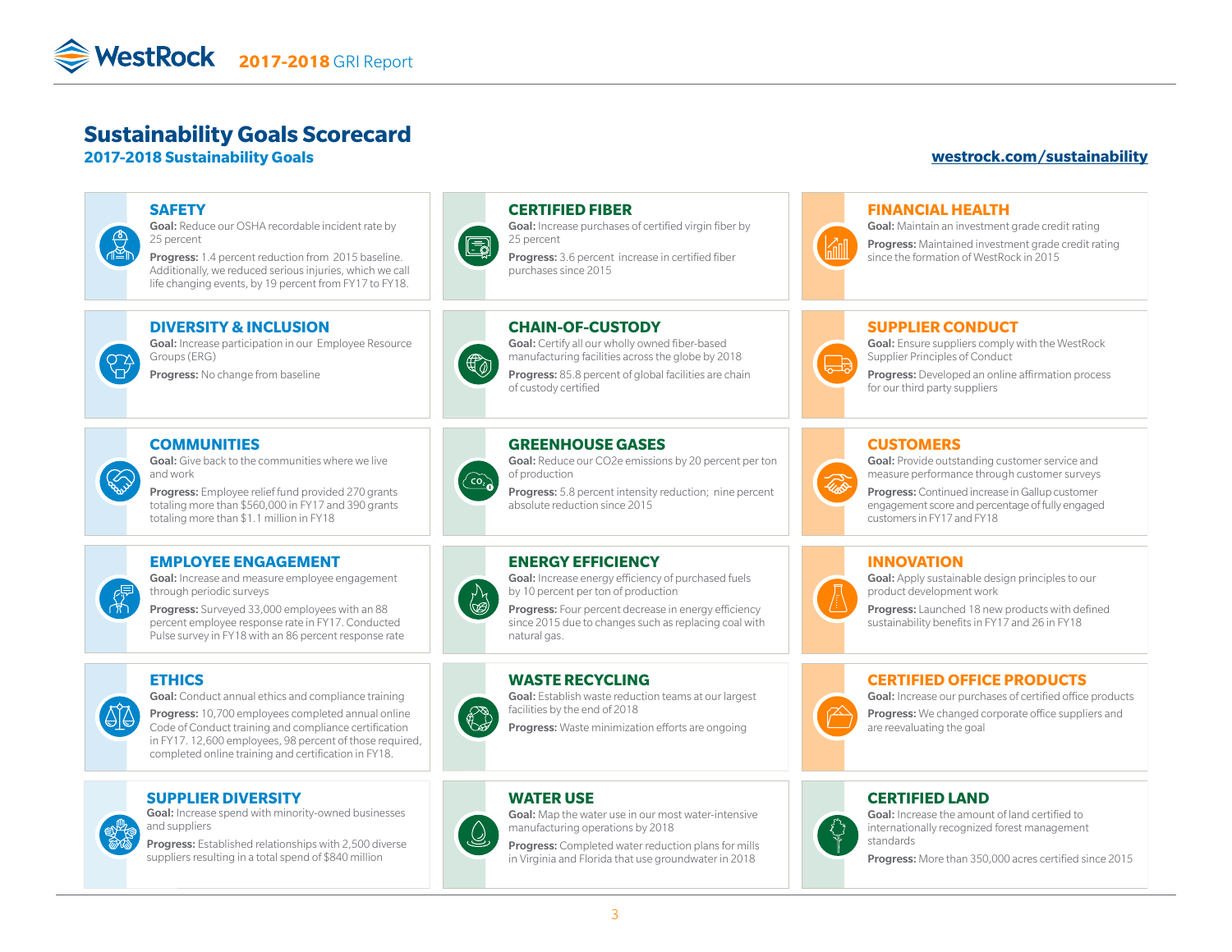# Sustainability Goals Scorecard

## 2017-2018 Sustainability Goals

westrock.com/sustainability

### SAFETY

**Goal:** Reduce our OSHA recordable incident rate by 25 percent

**Progress:** 1.4 percent reduction from 2015 baseline. Additionally, we reduced serious injuries, which we call life changing events, by 19 percent from FY17 to FY18.

### DIVERSITY & INCLUSION

**Goal:** Increase participation in our Employee Resource Groups (ERG)

**Progress:** No change from baseline

### COMMUNITIES

**Goal:** Give back to the communities where we live and work

**Progress:** Employee relief fund provided 270 grants totaling more than $560,000 in FY17 and 390 grants totaling more than $1.1 million in FY18

### EMPLOYEE ENGAGEMENT

**Goal:** Increase and measure employee engagement through periodic surveys

**Progress:** Surveyed 33,000 employees with an 88 percent employee response rate in FY17. Conducted Pulse survey in FY18 with an 86 percent response rate

### ETHICS

**Goal:** Conduct annual ethics and compliance training

**Progress:** 10,700 employees completed annual online Code of Conduct training and compliance certification in FY17. 12,600 employees, 98 percent of those required, completed online training and certification in FY18.

### SUPPLIER DIVERSITY

**Goal:** Increase spend with minority-owned businesses and suppliers

**Progress:** Established relationships with 2,500 diverse suppliers resulting in a total spend of $840 million

### CERTIFIED FIBER

**Goal:** Increase purchases of certified virgin fiber by 25 percent

**Progress:** 3.6 percent increase in certified fiber purchases since 2015

### CHAIN-OF-CUSTODY

**Goal:** Certify all our wholly owned fiber-based manufacturing facilities across the globe by 2018

**Progress:** 85.8 percent of global facilities are chain of custody certified

### GREENHOUSE GASES

**Goal:** Reduce our $CO_2e$ emissions by 20 percent per ton of production

**Progress:** 5.8 percent intensity reduction; nine percent absolute reduction since 2015

### ENERGY EFFICIENCY

**Goal:** Increase energy efficiency of purchased fuels by 10 percent per ton of production

**Progress:** Four percent decrease in energy efficiency since 2015 due to changes such as replacing coal with natural gas.

### WASTE RECYCLING

**Goal:** Establish waste reduction teams at our largest facilities by the end of 2018

**Progress:** Waste minimization efforts are ongoing

### WATER USE

**Goal:** Map the water use in our most water-intensive manufacturing operations by 2018

**Progress:** Completed water reduction plans for mills in Virginia and Florida that use groundwater in 2018

### FINANCIAL HEALTH

**Goal:** Maintain an investment grade credit rating

**Progress:** Maintained investment grade credit rating since the formation of WestRock in 2015

### SUPPLIER CONDUCT

**Goal:** Ensure suppliers comply with the WestRock Supplier Principles of Conduct

**Progress:** Developed an online affirmation process for our third party suppliers

### CUSTOMERS

**Goal:** Provide outstanding customer service and measure performance through customer surveys

**Progress:** Continued increase in Gallup customer engagement score and percentage of fully engaged customers in FY17 and FY18

### INNOVATION

**Goal:** Apply sustainable design principles to our product development work

**Progress:** Launched 18 new products with defined sustainability benefits in FY17 and 26 in FY18

### CERTIFIED OFFICE PRODUCTS

**Goal:** Increase our purchases of certified office products

**Progress:** We changed corporate office suppliers and are reevaluating the goal

### CERTIFIED LAND

**Goal:** Increase the amount of land certified to internationally recognized forest management standards

**Progress:** More than 350,000 acres certified since 2015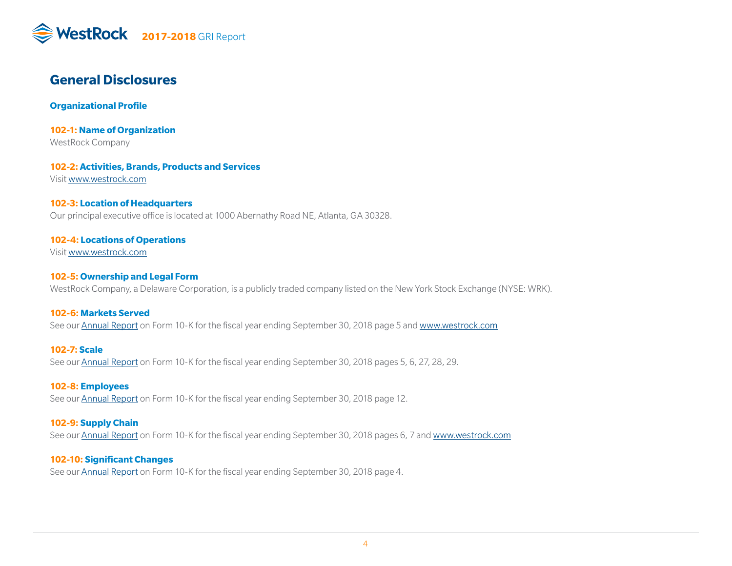# General Disclosures

## Organizational Profile

### 102-1: Name of Organization

WestRock Company

### 102-2: Activities, Brands, Products and Services

Visit www.westrock.com

### 102-3: Location of Headquarters

Our principal executive office is located at 1000 Abernathy Road NE, Atlanta, GA 30328.

### 102-4: Locations of Operations

Visit www.westrock.com

### 102-5: Ownership and Legal Form

WestRock Company, a Delaware Corporation, is a publicly traded company listed on the New York Stock Exchange (NYSE: WRK).

### 102-6: Markets Served

See our Annual Report on Form 10-K for the fiscal year ending September 30, 2018 page 5 and www.westrock.com

### 102-7: Scale

See our Annual Report on Form 10-K for the fiscal year ending September 30, 2018 pages 5, 6, 27, 28, 29.

### 102-8: Employees

See our Annual Report on Form 10-K for the fiscal year ending September 30, 2018 page 12.

### 102-9: Supply Chain

See our Annual Report on Form 10-K for the fiscal year ending September 30, 2018 pages 6, 7 and www.westrock.com

### 102-10: Significant Changes

See our Annual Report on Form 10-K for the fiscal year ending September 30, 2018 page 4.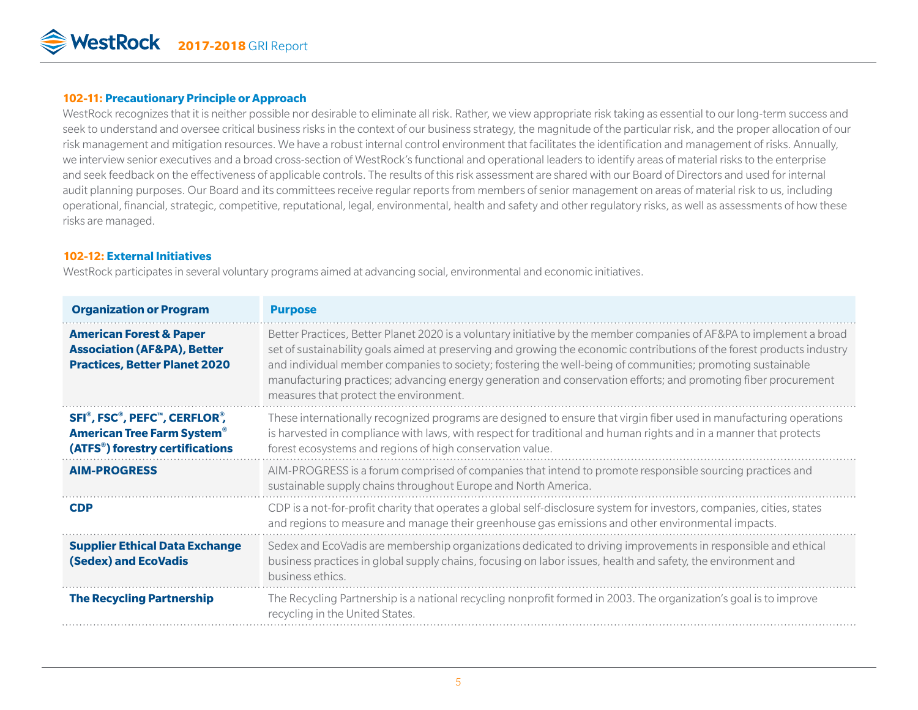### 102-11: Precautionary Principle or Approach

WestRock recognizes that it is neither possible nor desirable to eliminate all risk. Rather, we view appropriate risk taking as essential to our long-term success and seek to understand and oversee critical business risks in the context of our business strategy, the magnitude of the particular risk, and the proper allocation of our risk management and mitigation resources. We have a robust internal control environment that facilitates the identification and management of risks. Annually, we interview senior executives and a broad cross-section of WestRock's functional and operational leaders to identify areas of material risks to the enterprise and seek feedback on the effectiveness of applicable controls. The results of this risk assessment are shared with our Board of Directors and used for internal audit planning purposes. Our Board and its committees receive regular reports from members of senior management on areas of material risk to us, including operational, financial, strategic, competitive, reputational, legal, environmental, health and safety and other regulatory risks, as well as assessments of how these risks are managed.

### 102-12: External Initiatives

WestRock participates in several voluntary programs aimed at advancing social, environmental and economic initiatives.

| Organization or Program | Purpose |
|---|---|
| **American Forest & Paper Association (AF&PA), Better Practices, Better Planet 2020** | Better Practices, Better Planet 2020 is a voluntary initiative by the member companies of AF&PA to implement a broad set of sustainability goals aimed at preserving and growing the economic contributions of the forest products industry and individual member companies to society; fostering the well-being of communities; promoting sustainable manufacturing practices; advancing energy generation and conservation efforts; and promoting fiber procurement measures that protect the environment. |
| **SFI®, FSC®, PEFC™, CERFLOR®, American Tree Farm System® (ATFS®) forestry certifications** | These internationally recognized programs are designed to ensure that virgin fiber used in manufacturing operations is harvested in compliance with laws, with respect for traditional and human rights and in a manner that protects forest ecosystems and regions of high conservation value. |
| **AIM-PROGRESS** | AIM-PROGRESS is a forum comprised of companies that intend to promote responsible sourcing practices and sustainable supply chains throughout Europe and North America. |
| **CDP** | CDP is a not-for-profit charity that operates a global self-disclosure system for investors, companies, cities, states and regions to measure and manage their greenhouse gas emissions and other environmental impacts. |
| **Supplier Ethical Data Exchange (Sedex) and EcoVadis** | Sedex and EcoVadis are membership organizations dedicated to driving improvements in responsible and ethical business practices in global supply chains, focusing on labor issues, health and safety, the environment and business ethics. |
| **The Recycling Partnership** | The Recycling Partnership is a national recycling nonprofit formed in 2003. The organization's goal is to improve recycling in the United States. |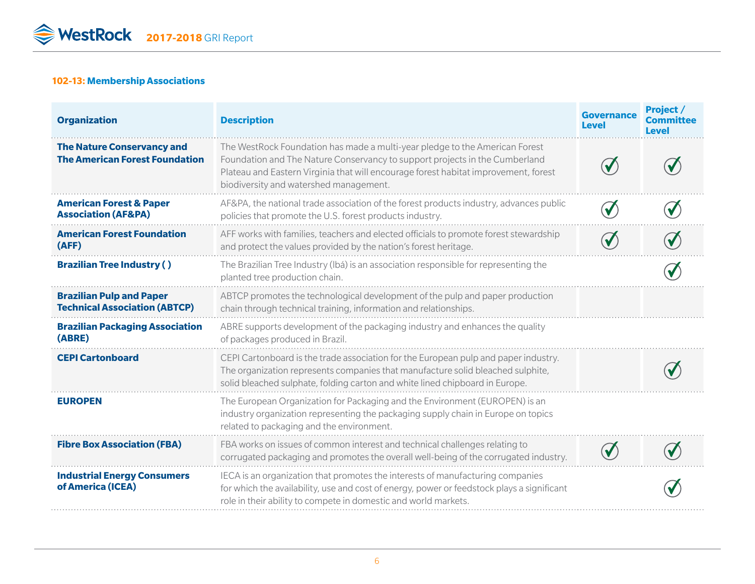## 102-13: Membership Associations

| Organization | Description | Governance Level | Project / Committee Level |
|---|---|---|---|
| **The Nature Conservancy and The American Forest Foundation** | The WestRock Foundation has made a multi-year pledge to the American Forest Foundation and The Nature Conservancy to support projects in the Cumberland Plateau and Eastern Virginia that will encourage forest habitat improvement, forest biodiversity and watershed management. | ✓ | ✓ |
| **American Forest & Paper Association (AF&PA)** | AF&PA, the national trade association of the forest products industry, advances public policies that promote the U.S. forest products industry. | ✓ | ✓ |
| **American Forest Foundation (AFF)** | AFF works with families, teachers and elected officials to promote forest stewardship and protect the values provided by the nation's forest heritage. | ✓ | ✓ |
| **Brazilian Tree Industry ( )** | The Brazilian Tree Industry (Ibá) is an association responsible for representing the planted tree production chain. | | ✓ |
| **Brazilian Pulp and Paper Technical Association (ABTCP)** | ABTCP promotes the technological development of the pulp and paper production chain through technical training, information and relationships. | | |
| **Brazilian Packaging Association (ABRE)** | ABRE supports development of the packaging industry and enhances the quality of packages produced in Brazil. | | |
| **CEPI Cartonboard** | CEPI Cartonboard is the trade association for the European pulp and paper industry. The organization represents companies that manufacture solid bleached sulphite, solid bleached sulphate, folding carton and white lined chipboard in Europe. | | ✓ |
| **EUROPEN** | The European Organization for Packaging and the Environment (EUROPEN) is an industry organization representing the packaging supply chain in Europe on topics related to packaging and the environment. | | |
| **Fibre Box Association (FBA)** | FBA works on issues of common interest and technical challenges relating to corrugated packaging and promotes the overall well-being of the corrugated industry. | ✓ | ✓ |
| **Industrial Energy Consumers of America (ICEA)** | IECA is an organization that promotes the interests of manufacturing companies for which the availability, use and cost of energy, power or feedstock plays a significant role in their ability to compete in domestic and world markets. | | ✓ |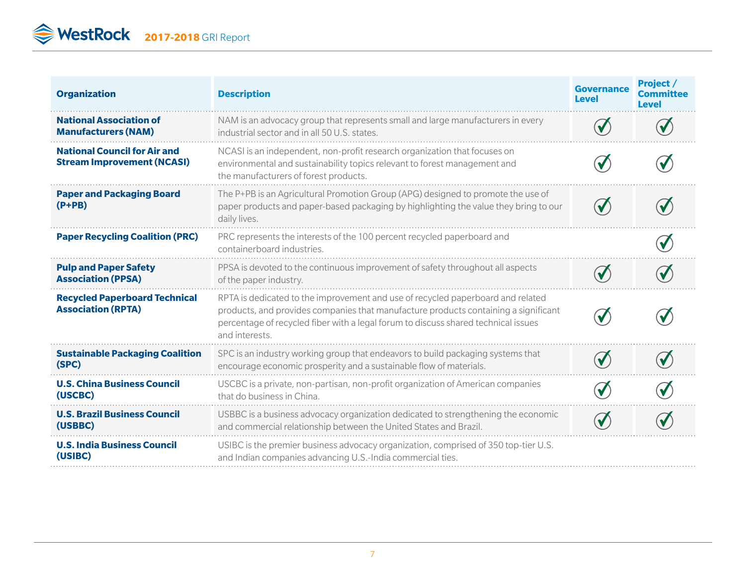| Organization | Description | Governance Level | Project / Committee Level |
|---|---|---|---|
| **National Association of Manufacturers (NAM)** | NAM is an advocacy group that represents small and large manufacturers in every industrial sector and in all 50 U.S. states. | ✓ | ✓ |
| **National Council for Air and Stream Improvement (NCASI)** | NCASI is an independent, non-profit research organization that focuses on environmental and sustainability topics relevant to forest management and the manufacturers of forest products. | ✓ | ✓ |
| **Paper and Packaging Board (P+PB)** | The P+PB is an Agricultural Promotion Group (APG) designed to promote the use of paper products and paper-based packaging by highlighting the value they bring to our daily lives. | ✓ | ✓ |
| **Paper Recycling Coalition (PRC)** | PRC represents the interests of the 100 percent recycled paperboard and containerboard industries. | | ✓ |
| **Pulp and Paper Safety Association (PPSA)** | PPSA is devoted to the continuous improvement of safety throughout all aspects of the paper industry. | ✓ | ✓ |
| **Recycled Paperboard Technical Association (RPTA)** | RPTA is dedicated to the improvement and use of recycled paperboard and related products, and provides companies that manufacture products containing a significant percentage of recycled fiber with a legal forum to discuss shared technical issues and interests. | ✓ | ✓ |
| **Sustainable Packaging Coalition (SPC)** | SPC is an industry working group that endeavors to build packaging systems that encourage economic prosperity and a sustainable flow of materials. | ✓ | ✓ |
| **U.S. China Business Council (USCBC)** | USCBC is a private, non-partisan, non-profit organization of American companies that do business in China. | ✓ | ✓ |
| **U.S. Brazil Business Council (USBBC)** | USBBC is a business advocacy organization dedicated to strengthening the economic and commercial relationship between the United States and Brazil. | ✓ | ✓ |
| **U.S. India Business Council (USIBC)** | USIBC is the premier business advocacy organization, comprised of 350 top-tier U.S. and Indian companies advancing U.S.-India commercial ties. | | |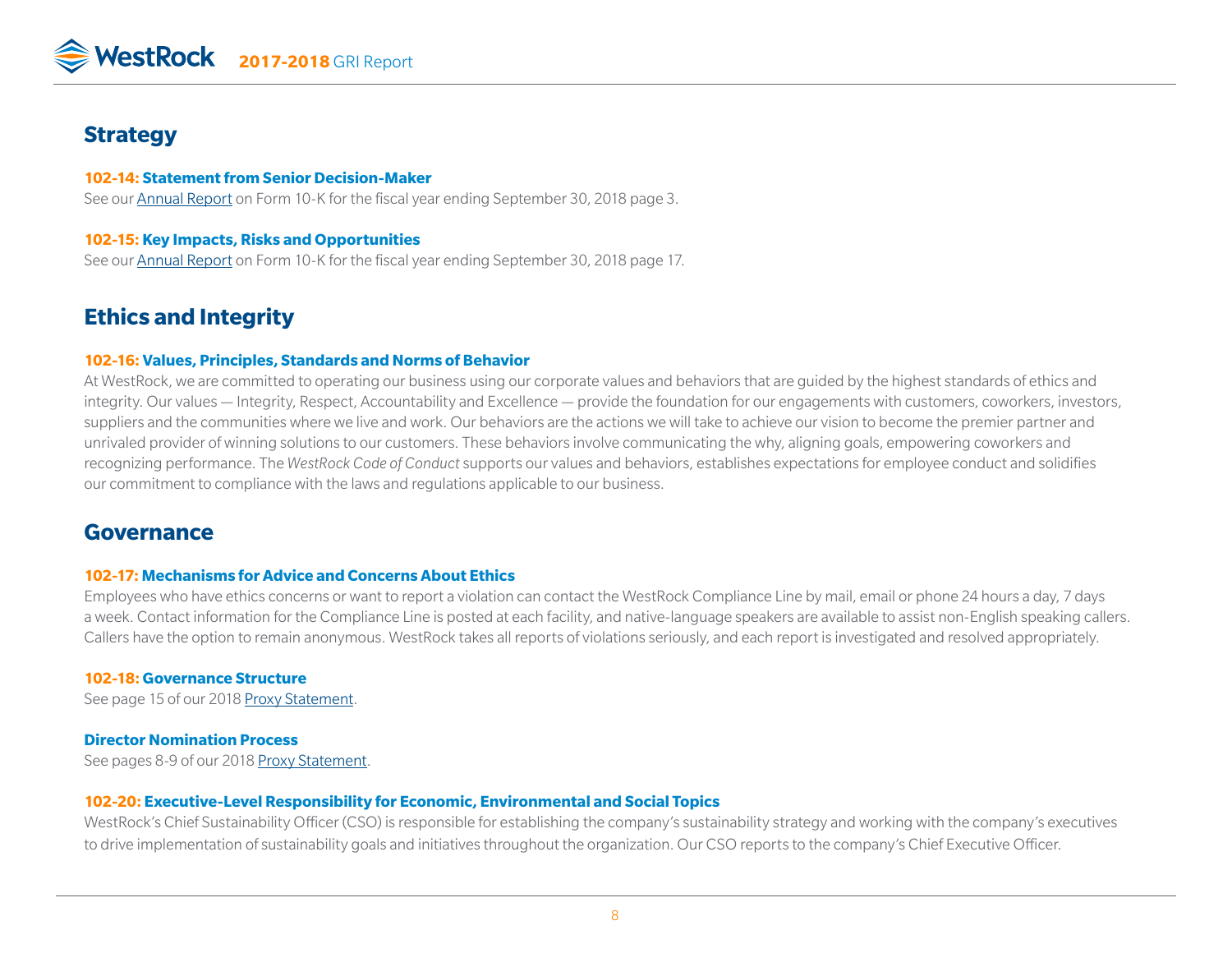## Strategy

### 102-14: Statement from Senior Decision-Maker

See our Annual Report on Form 10-K for the fiscal year ending September 30, 2018 page 3.

### 102-15: Key Impacts, Risks and Opportunities

See our Annual Report on Form 10-K for the fiscal year ending September 30, 2018 page 17.

## Ethics and Integrity

### 102-16: Values, Principles, Standards and Norms of Behavior

At WestRock, we are committed to operating our business using our corporate values and behaviors that are guided by the highest standards of ethics and integrity. Our values — Integrity, Respect, Accountability and Excellence — provide the foundation for our engagements with customers, coworkers, investors, suppliers and the communities where we live and work. Our behaviors are the actions we will take to achieve our vision to become the premier partner and unrivaled provider of winning solutions to our customers. These behaviors involve communicating the why, aligning goals, empowering coworkers and recognizing performance. The *WestRock Code of Conduct* supports our values and behaviors, establishes expectations for employee conduct and solidifies our commitment to compliance with the laws and regulations applicable to our business.

## Governance

### 102-17: Mechanisms for Advice and Concerns About Ethics

Employees who have ethics concerns or want to report a violation can contact the WestRock Compliance Line by mail, email or phone 24 hours a day, 7 days a week. Contact information for the Compliance Line is posted at each facility, and native-language speakers are available to assist non-English speaking callers. Callers have the option to remain anonymous. WestRock takes all reports of violations seriously, and each report is investigated and resolved appropriately.

### 102-18: Governance Structure

See page 15 of our 2018 Proxy Statement.

### Director Nomination Process

See pages 8-9 of our 2018 Proxy Statement.

### 102-20: Executive-Level Responsibility for Economic, Environmental and Social Topics

WestRock's Chief Sustainability Officer (CSO) is responsible for establishing the company's sustainability strategy and working with the company's executives to drive implementation of sustainability goals and initiatives throughout the organization. Our CSO reports to the company's Chief Executive Officer.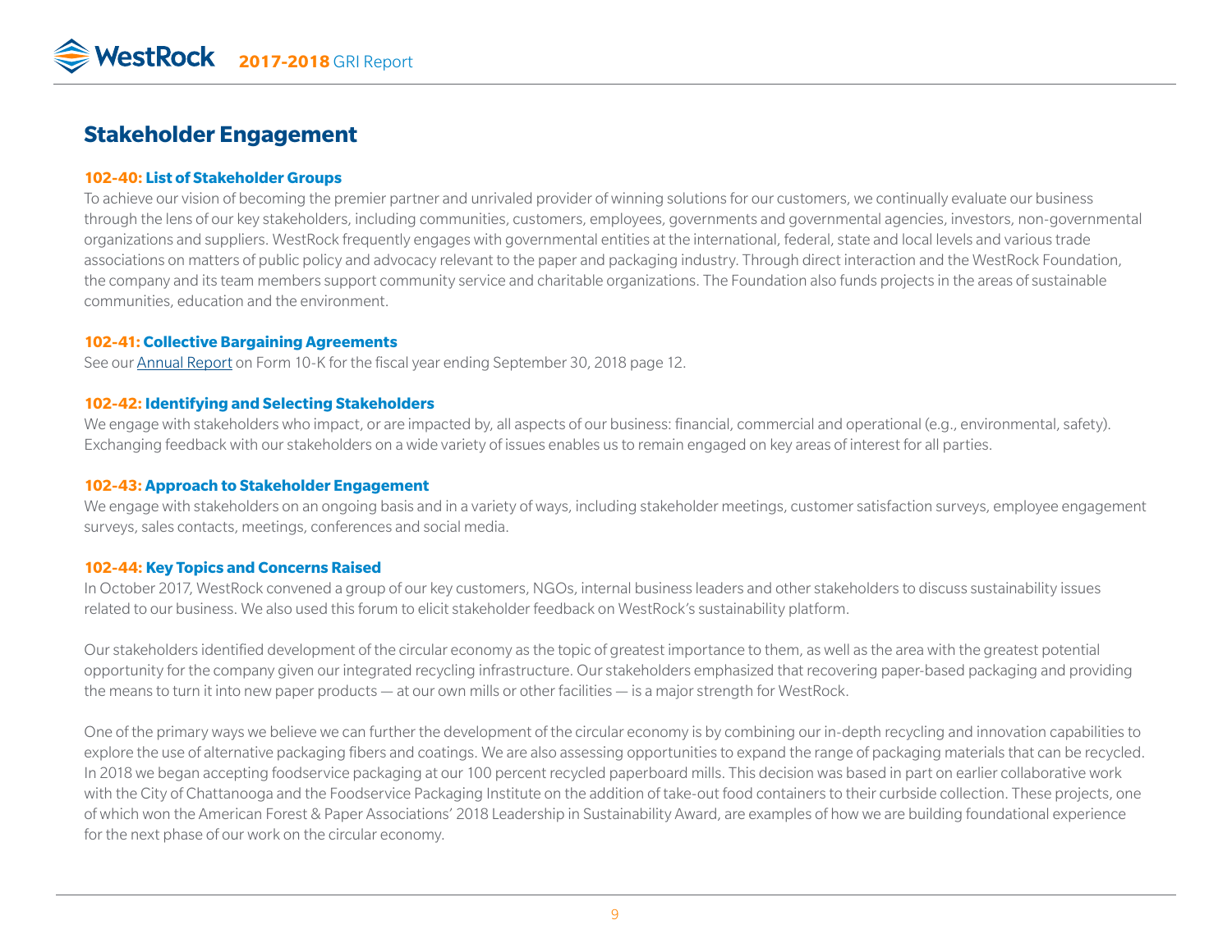# Stakeholder Engagement

### 102-40: List of Stakeholder Groups

To achieve our vision of becoming the premier partner and unrivaled provider of winning solutions for our customers, we continually evaluate our business through the lens of our key stakeholders, including communities, customers, employees, governments and governmental agencies, investors, non-governmental organizations and suppliers. WestRock frequently engages with governmental entities at the international, federal, state and local levels and various trade associations on matters of public policy and advocacy relevant to the paper and packaging industry. Through direct interaction and the WestRock Foundation, the company and its team members support community service and charitable organizations. The Foundation also funds projects in the areas of sustainable communities, education and the environment.

### 102-41: Collective Bargaining Agreements

See our Annual Report on Form 10-K for the fiscal year ending September 30, 2018 page 12.

### 102-42: Identifying and Selecting Stakeholders

We engage with stakeholders who impact, or are impacted by, all aspects of our business: financial, commercial and operational (e.g., environmental, safety). Exchanging feedback with our stakeholders on a wide variety of issues enables us to remain engaged on key areas of interest for all parties.

### 102-43: Approach to Stakeholder Engagement

We engage with stakeholders on an ongoing basis and in a variety of ways, including stakeholder meetings, customer satisfaction surveys, employee engagement surveys, sales contacts, meetings, conferences and social media.

### 102-44: Key Topics and Concerns Raised

In October 2017, WestRock convened a group of our key customers, NGOs, internal business leaders and other stakeholders to discuss sustainability issues related to our business. We also used this forum to elicit stakeholder feedback on WestRock's sustainability platform.

Our stakeholders identified development of the circular economy as the topic of greatest importance to them, as well as the area with the greatest potential opportunity for the company given our integrated recycling infrastructure. Our stakeholders emphasized that recovering paper-based packaging and providing the means to turn it into new paper products — at our own mills or other facilities — is a major strength for WestRock.

One of the primary ways we believe we can further the development of the circular economy is by combining our in-depth recycling and innovation capabilities to explore the use of alternative packaging fibers and coatings. We are also assessing opportunities to expand the range of packaging materials that can be recycled. In 2018 we began accepting foodservice packaging at our 100 percent recycled paperboard mills. This decision was based in part on earlier collaborative work with the City of Chattanooga and the Foodservice Packaging Institute on the addition of take-out food containers to their curbside collection. These projects, one of which won the American Forest & Paper Associations' 2018 Leadership in Sustainability Award, are examples of how we are building foundational experience for the next phase of our work on the circular economy.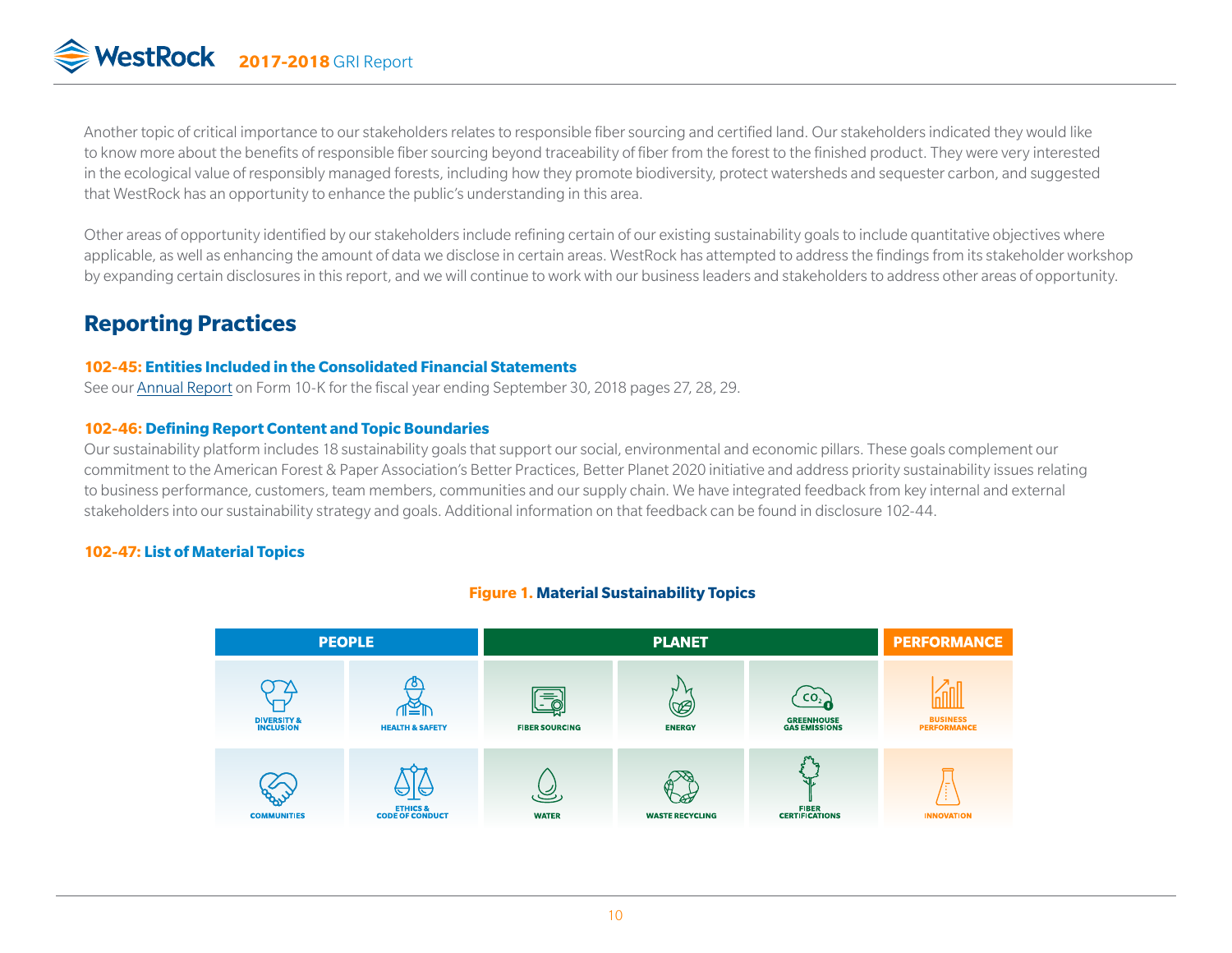Another topic of critical importance to our stakeholders relates to responsible fiber sourcing and certified land. Our stakeholders indicated they would like to know more about the benefits of responsible fiber sourcing beyond traceability of fiber from the forest to the finished product. They were very interested in the ecological value of responsibly managed forests, including how they promote biodiversity, protect watersheds and sequester carbon, and suggested that WestRock has an opportunity to enhance the public's understanding in this area.

Other areas of opportunity identified by our stakeholders include refining certain of our existing sustainability goals to include quantitative objectives where applicable, as well as enhancing the amount of data we disclose in certain areas. WestRock has attempted to address the findings from its stakeholder workshop by expanding certain disclosures in this report, and we will continue to work with our business leaders and stakeholders to address other areas of opportunity.

## Reporting Practices

### 102-45: Entities Included in the Consolidated Financial Statements

See our Annual Report on Form 10-K for the fiscal year ending September 30, 2018 pages 27, 28, 29.

### 102-46: Defining Report Content and Topic Boundaries

Our sustainability platform includes 18 sustainability goals that support our social, environmental and economic pillars. These goals complement our commitment to the American Forest & Paper Association's Better Practices, Better Planet 2020 initiative and address priority sustainability issues relating to business performance, customers, team members, communities and our supply chain. We have integrated feedback from key internal and external stakeholders into our sustainability strategy and goals. Additional information on that feedback can be found in disclosure 102-44.

### 102-47: List of Material Topics

**Figure 1. Material Sustainability Topics**

| PEOPLE | | PLANET | | | PERFORMANCE |
|---|---|---|---|---|---|
| DIVERSITY & INCLUSION | HEALTH & SAFETY | FIBER SOURCING | ENERGY | GREENHOUSE GAS EMISSIONS | BUSINESS PERFORMANCE |
| COMMUNITIES | ETHICS & CODE OF CONDUCT | WATER | WASTE RECYCLING | FIBER CERTIFICATIONS | INNOVATION |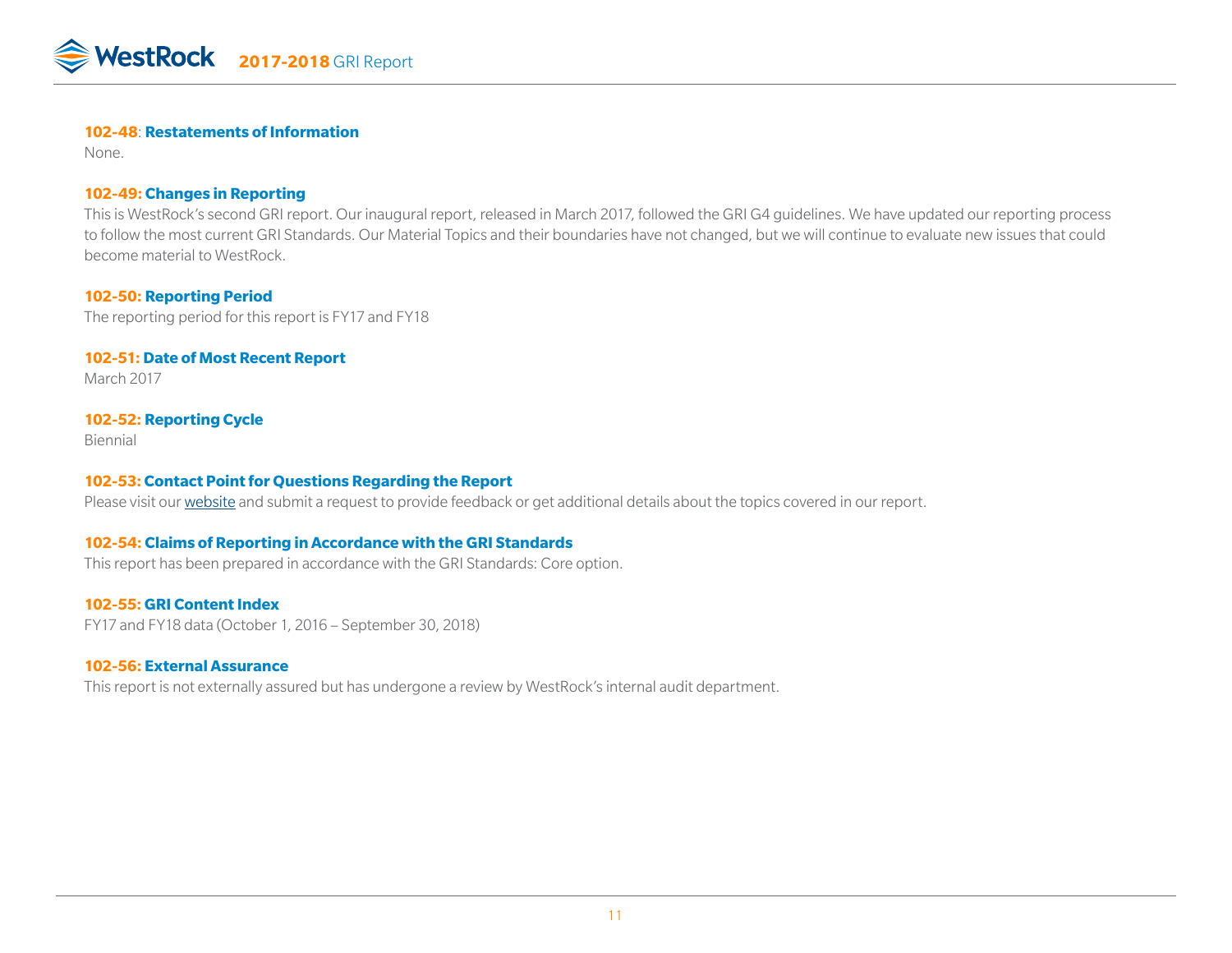### 102-48: Restatements of Information

None.

### 102-49: Changes in Reporting

This is WestRock's second GRI report. Our inaugural report, released in March 2017, followed the GRI G4 guidelines. We have updated our reporting process to follow the most current GRI Standards. Our Material Topics and their boundaries have not changed, but we will continue to evaluate new issues that could become material to WestRock.

### 102-50: Reporting Period

The reporting period for this report is FY17 and FY18

### 102-51: Date of Most Recent Report

March 2017

### 102-52: Reporting Cycle

Biennial

### 102-53: Contact Point for Questions Regarding the Report

Please visit our website and submit a request to provide feedback or get additional details about the topics covered in our report.

### 102-54: Claims of Reporting in Accordance with the GRI Standards

This report has been prepared in accordance with the GRI Standards: Core option.

### 102-55: GRI Content Index

FY17 and FY18 data (October 1, 2016 – September 30, 2018)

### 102-56: External Assurance

This report is not externally assured but has undergone a review by WestRock's internal audit department.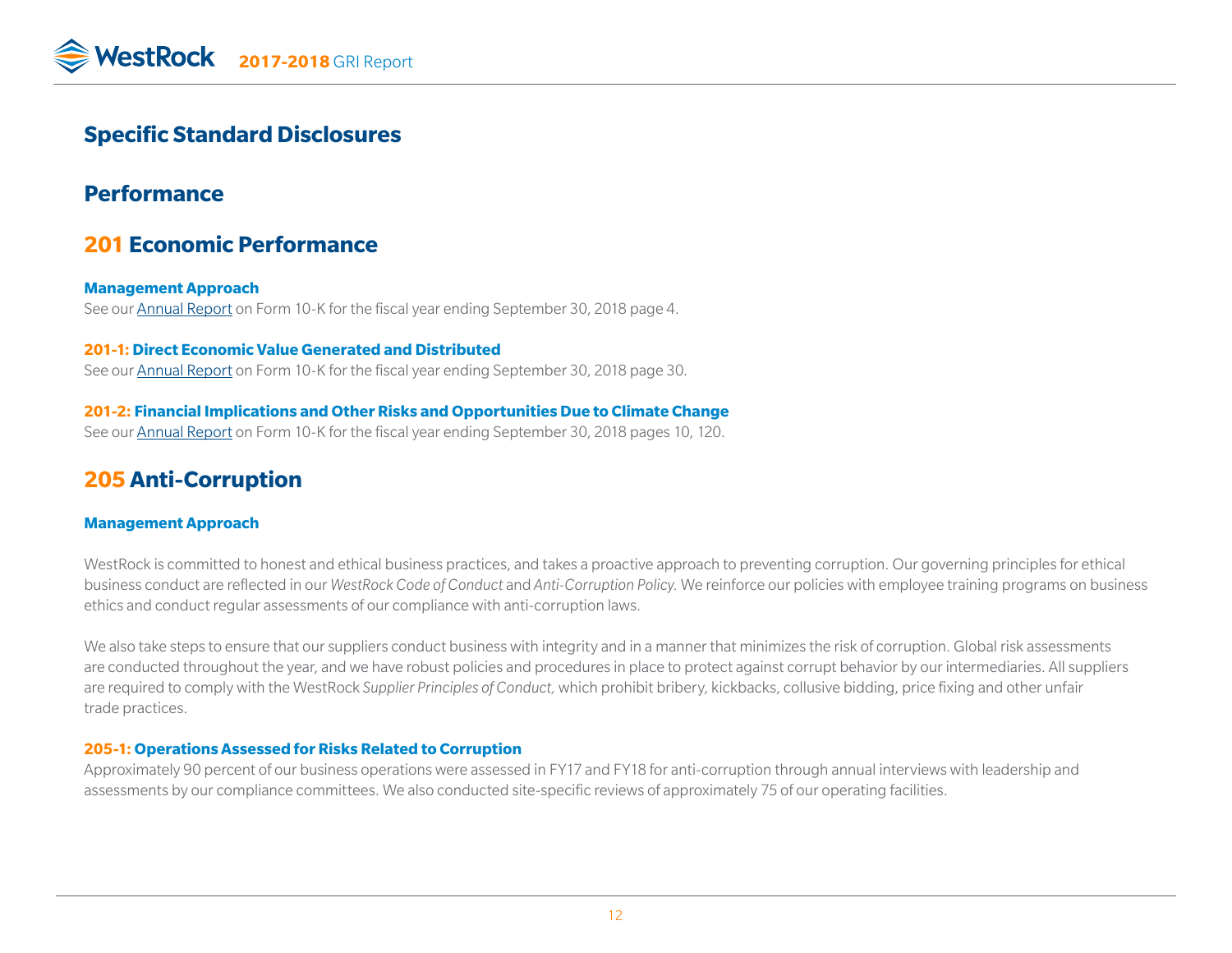# Specific Standard Disclosures

## Performance

## 201 Economic Performance

**Management Approach**

See our Annual Report on Form 10-K for the fiscal year ending September 30, 2018 page 4.

**201-1: Direct Economic Value Generated and Distributed**

See our Annual Report on Form 10-K for the fiscal year ending September 30, 2018 page 30.

**201-2: Financial Implications and Other Risks and Opportunities Due to Climate Change**

See our Annual Report on Form 10-K for the fiscal year ending September 30, 2018 pages 10, 120.

## 205 Anti-Corruption

**Management Approach**

WestRock is committed to honest and ethical business practices, and takes a proactive approach to preventing corruption. Our governing principles for ethical business conduct are reflected in our *WestRock Code of Conduct* and *Anti-Corruption Policy.* We reinforce our policies with employee training programs on business ethics and conduct regular assessments of our compliance with anti-corruption laws.

We also take steps to ensure that our suppliers conduct business with integrity and in a manner that minimizes the risk of corruption. Global risk assessments are conducted throughout the year, and we have robust policies and procedures in place to protect against corrupt behavior by our intermediaries. All suppliers are required to comply with the WestRock *Supplier Principles of Conduct,* which prohibit bribery, kickbacks, collusive bidding, price fixing and other unfair trade practices.

**205-1: Operations Assessed for Risks Related to Corruption**

Approximately 90 percent of our business operations were assessed in FY17 and FY18 for anti-corruption through annual interviews with leadership and assessments by our compliance committees. We also conducted site-specific reviews of approximately 75 of our operating facilities.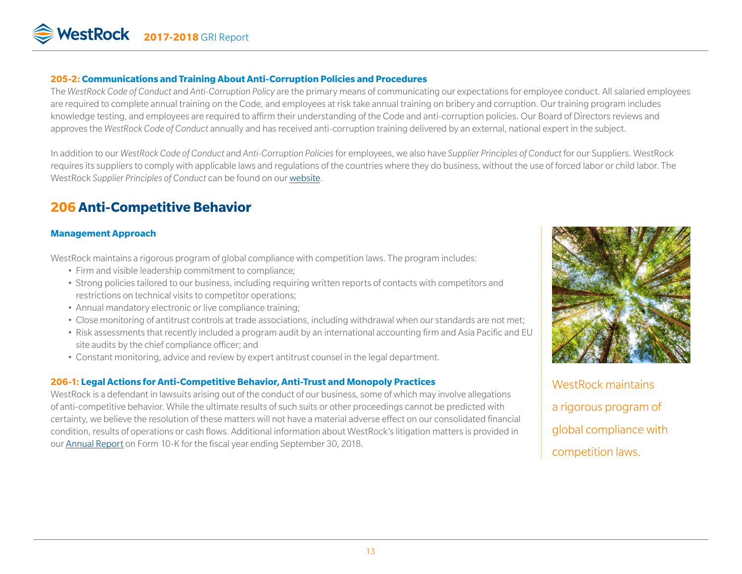### 205-2: Communications and Training About Anti-Corruption Policies and Procedures

The *WestRock Code of Conduct* and *Anti-Corruption Policy* are the primary means of communicating our expectations for employee conduct. All salaried employees are required to complete annual training on the Code, and employees at risk take annual training on bribery and corruption. Our training program includes knowledge testing, and employees are required to affirm their understanding of the Code and anti-corruption policies. Our Board of Directors reviews and approves the *WestRock Code of Conduct* annually and has received anti-corruption training delivered by an external, national expert in the subject.

In addition to our *WestRock Code of Conduct* and *Anti-Corruption Policies* for employees, we also have *Supplier Principles of Conduct* for our Suppliers. WestRock requires its suppliers to comply with applicable laws and regulations of the countries where they do business, without the use of forced labor or child labor. The WestRock *Supplier Principles of Conduct* can be found on our website.

## 206 Anti-Competitive Behavior

### Management Approach

WestRock maintains a rigorous program of global compliance with competition laws. The program includes:

- Firm and visible leadership commitment to compliance;
- Strong policies tailored to our business, including requiring written reports of contacts with competitors and restrictions on technical visits to competitor operations;
- Annual mandatory electronic or live compliance training;
- Close monitoring of antitrust controls at trade associations, including withdrawal when our standards are not met;
- Risk assessments that recently included a program audit by an international accounting firm and Asia Pacific and EU site audits by the chief compliance officer; and
- Constant monitoring, advice and review by expert antitrust counsel in the legal department.

### 206-1: Legal Actions for Anti-Competitive Behavior, Anti-Trust and Monopoly Practices

WestRock is a defendant in lawsuits arising out of the conduct of our business, some of which may involve allegations of anti-competitive behavior. While the ultimate results of such suits or other proceedings cannot be predicted with certainty, we believe the resolution of these matters will not have a material adverse effect on our consolidated financial condition, results of operations or cash flows. Additional information about WestRock's litigation matters is provided in our Annual Report on Form 10-K for the fiscal year ending September 30, 2018.

WestRock maintains a rigorous program of global compliance with competition laws.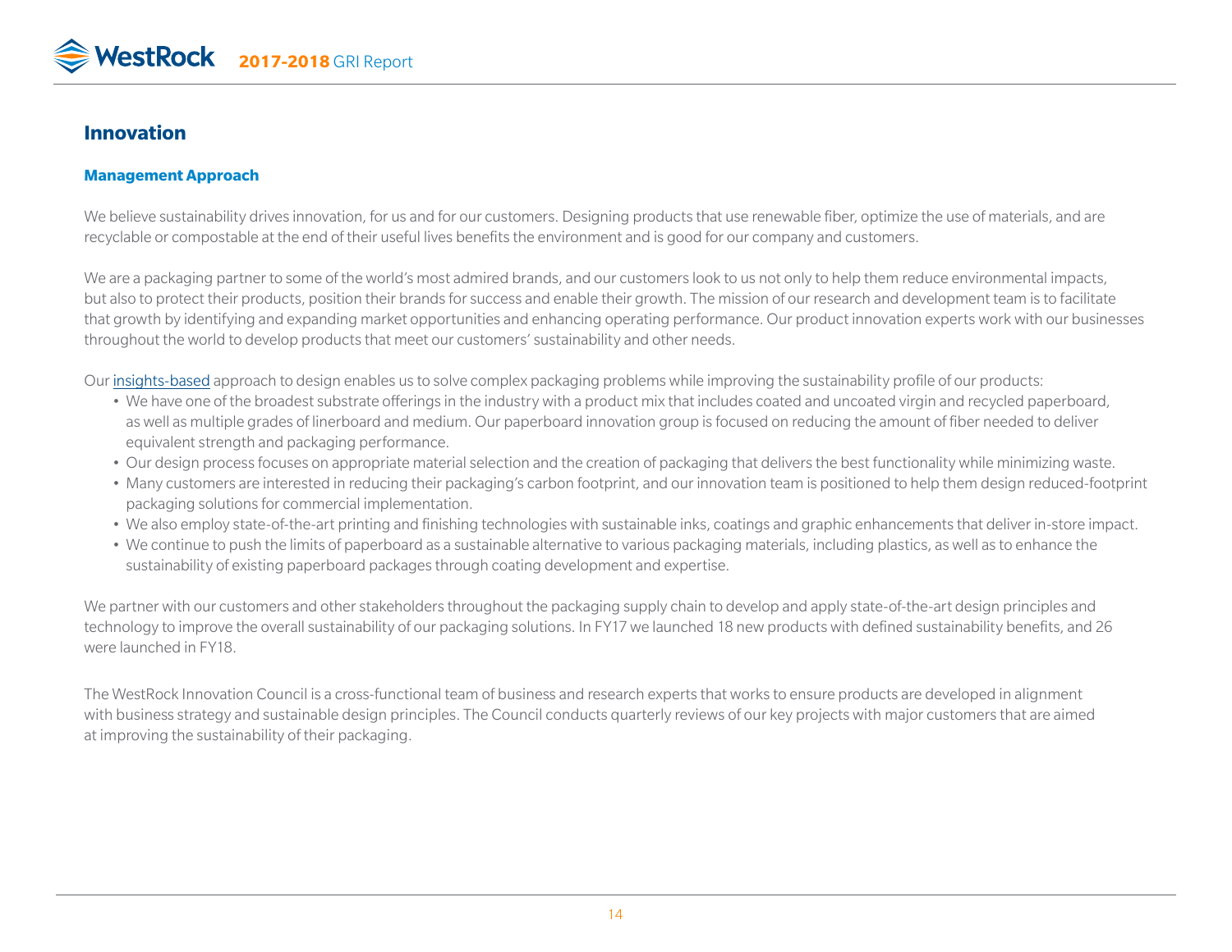## Innovation

### Management Approach

We believe sustainability drives innovation, for us and for our customers. Designing products that use renewable fiber, optimize the use of materials, and are recyclable or compostable at the end of their useful lives benefits the environment and is good for our company and customers.

We are a packaging partner to some of the world's most admired brands, and our customers look to us not only to help them reduce environmental impacts, but also to protect their products, position their brands for success and enable their growth. The mission of our research and development team is to facilitate that growth by identifying and expanding market opportunities and enhancing operating performance. Our product innovation experts work with our businesses throughout the world to develop products that meet our customers' sustainability and other needs.

Our insights-based approach to design enables us to solve complex packaging problems while improving the sustainability profile of our products:

- We have one of the broadest substrate offerings in the industry with a product mix that includes coated and uncoated virgin and recycled paperboard, as well as multiple grades of linerboard and medium. Our paperboard innovation group is focused on reducing the amount of fiber needed to deliver equivalent strength and packaging performance.
- Our design process focuses on appropriate material selection and the creation of packaging that delivers the best functionality while minimizing waste.
- Many customers are interested in reducing their packaging's carbon footprint, and our innovation team is positioned to help them design reduced-footprint packaging solutions for commercial implementation.
- We also employ state-of-the-art printing and finishing technologies with sustainable inks, coatings and graphic enhancements that deliver in-store impact.
- We continue to push the limits of paperboard as a sustainable alternative to various packaging materials, including plastics, as well as to enhance the sustainability of existing paperboard packages through coating development and expertise.

We partner with our customers and other stakeholders throughout the packaging supply chain to develop and apply state-of-the-art design principles and technology to improve the overall sustainability of our packaging solutions. In FY17 we launched 18 new products with defined sustainability benefits, and 26 were launched in FY18.

The WestRock Innovation Council is a cross-functional team of business and research experts that works to ensure products are developed in alignment with business strategy and sustainable design principles. The Council conducts quarterly reviews of our key projects with major customers that are aimed at improving the sustainability of their packaging.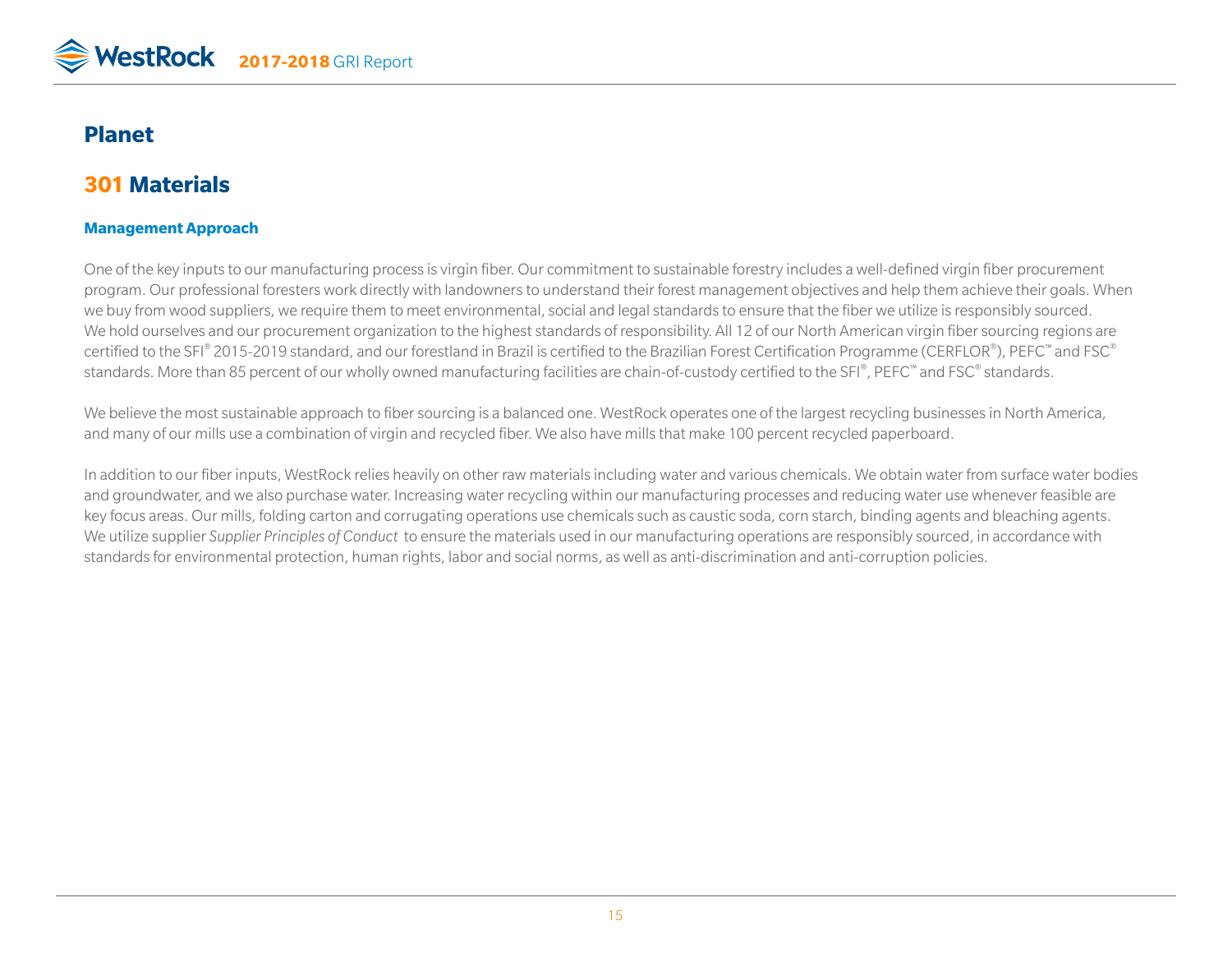# Planet

## 301 Materials

### Management Approach

One of the key inputs to our manufacturing process is virgin fiber. Our commitment to sustainable forestry includes a well-defined virgin fiber procurement program. Our professional foresters work directly with landowners to understand their forest management objectives and help them achieve their goals. When we buy from wood suppliers, we require them to meet environmental, social and legal standards to ensure that the fiber we utilize is responsibly sourced. We hold ourselves and our procurement organization to the highest standards of responsibility. All 12 of our North American virgin fiber sourcing regions are certified to the SFI® 2015-2019 standard, and our forestland in Brazil is certified to the Brazilian Forest Certification Programme (CERFLOR®), PEFC™ and FSC® standards. More than 85 percent of our wholly owned manufacturing facilities are chain-of-custody certified to the SFI®, PEFC™ and FSC® standards.

We believe the most sustainable approach to fiber sourcing is a balanced one. WestRock operates one of the largest recycling businesses in North America, and many of our mills use a combination of virgin and recycled fiber. We also have mills that make 100 percent recycled paperboard.

In addition to our fiber inputs, WestRock relies heavily on other raw materials including water and various chemicals. We obtain water from surface water bodies and groundwater, and we also purchase water. Increasing water recycling within our manufacturing processes and reducing water use whenever feasible are key focus areas. Our mills, folding carton and corrugating operations use chemicals such as caustic soda, corn starch, binding agents and bleaching agents. We utilize supplier *Supplier Principles of Conduct* to ensure the materials used in our manufacturing operations are responsibly sourced, in accordance with standards for environmental protection, human rights, labor and social norms, as well as anti-discrimination and anti-corruption policies.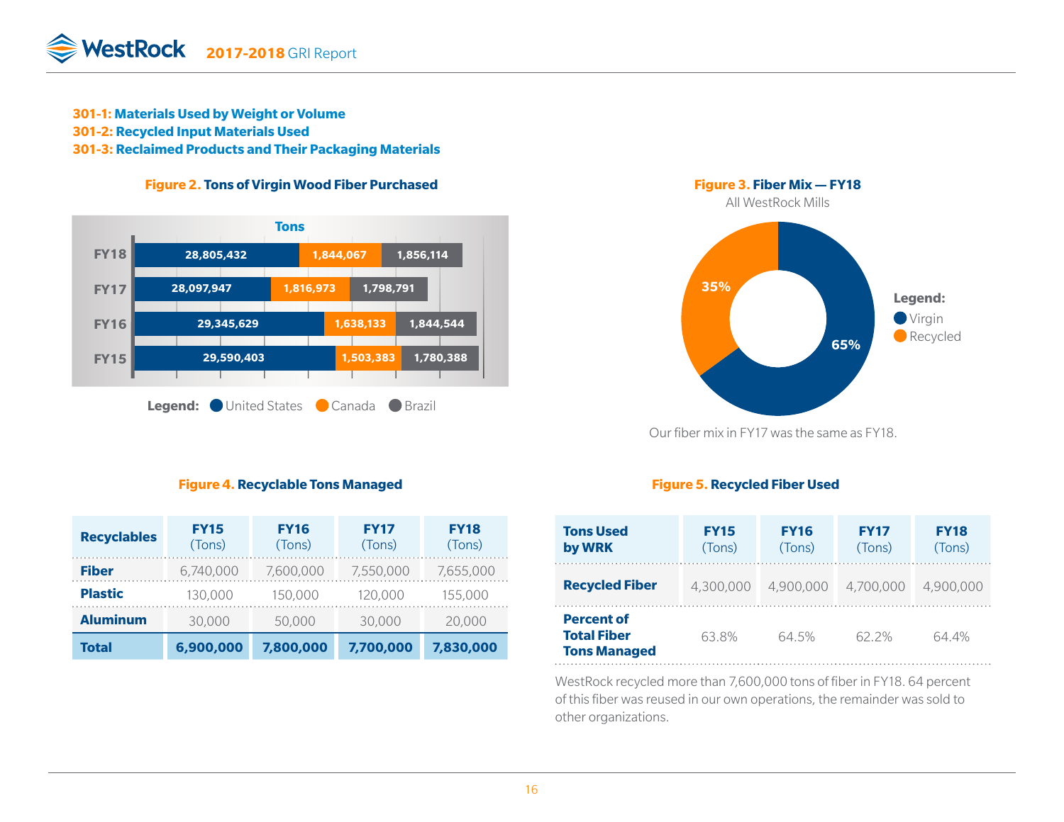### 301-1: Materials Used by Weight or Volume
### 301-2: Recycled Input Materials Used
### 301-3: Reclaimed Products and Their Packaging Materials

**Figure 2. Tons of Virgin Wood Fiber Purchased**

| Tons | United States | Canada | Brazil |
|---|---|---|---|
| FY18 | 28,805,432 | 1,844,067 | 1,856,114 |
| FY17 | 28,097,947 | 1,816,973 | 1,798,791 |
| FY16 | 29,345,629 | 1,638,133 | 1,844,544 |
| FY15 | 29,590,403 | 1,503,383 | 1,780,388 |

**Figure 3. Fiber Mix — FY18**

All WestRock Mills

| Legend | Percent |
|---|---|
| Virgin | 65% |
| Recycled | 35% |

Our fiber mix in FY17 was the same as FY18.

**Figure 4. Recyclable Tons Managed**

| Recyclables | FY15 (Tons) | FY16 (Tons) | FY17 (Tons) | FY18 (Tons) |
|---|---|---|---|---|
| **Fiber** | 6,740,000 | 7,600,000 | 7,550,000 | 7,655,000 |
| **Plastic** | 130,000 | 150,000 | 120,000 | 155,000 |
| **Aluminum** | 30,000 | 50,000 | 30,000 | 20,000 |
| **Total** | **6,900,000** | **7,800,000** | **7,700,000** | **7,830,000** |

**Figure 5. Recycled Fiber Used**

| Tons Used by WRK | FY15 (Tons) | FY16 (Tons) | FY17 (Tons) | FY18 (Tons) |
|---|---|---|---|---|
| **Recycled Fiber** | 4,300,000 | 4,900,000 | 4,700,000 | 4,900,000 |
| **Percent of Total Fiber Tons Managed** | 63.8% | 64.5% | 62.2% | 64.4% |

WestRock recycled more than 7,600,000 tons of fiber in FY18. 64 percent of this fiber was reused in our own operations, the remainder was sold to other organizations.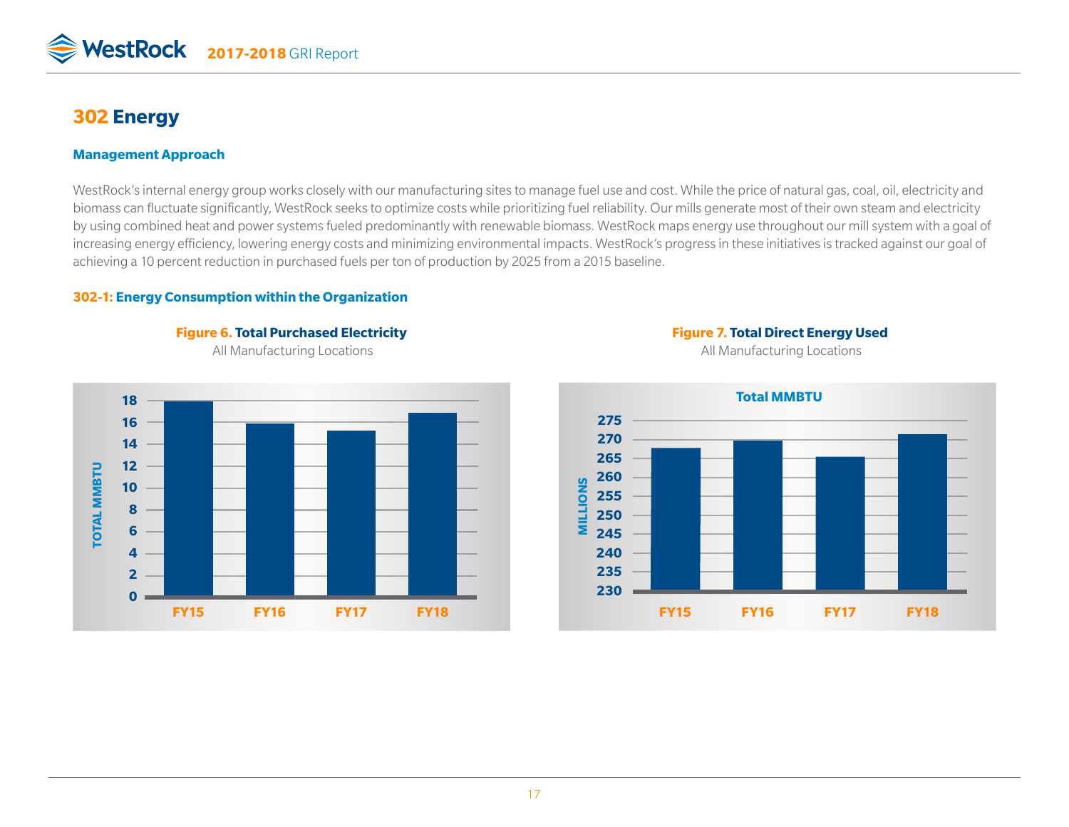# 302 Energy

### Management Approach

WestRock's internal energy group works closely with our manufacturing sites to manage fuel use and cost. While the price of natural gas, coal, oil, electricity and biomass can fluctuate significantly, WestRock seeks to optimize costs while prioritizing fuel reliability. Our mills generate most of their own steam and electricity by using combined heat and power systems fueled predominantly with renewable biomass. WestRock maps energy use throughout our mill system with a goal of increasing energy efficiency, lowering energy costs and minimizing environmental impacts. WestRock's progress in these initiatives is tracked against our goal of achieving a 10 percent reduction in purchased fuels per ton of production by 2025 from a 2015 baseline.

### 302-1: Energy Consumption within the Organization

**Figure 6. Total Purchased Electricity**
All Manufacturing Locations

**Figure 7. Total Direct Energy Used**
All Manufacturing Locations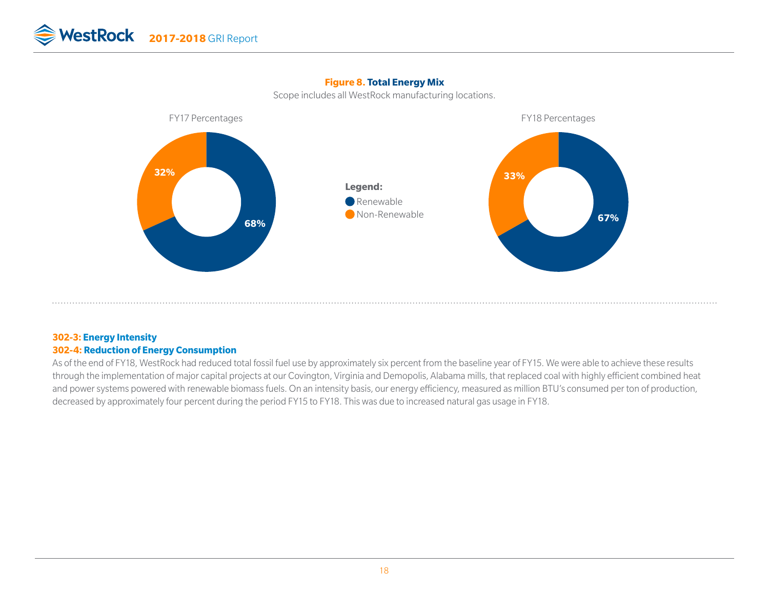**Figure 8. Total Energy Mix**

Scope includes all WestRock manufacturing locations.

FY17 Percentages

32%

68%

Legend:
- Renewable
- Non-Renewable

FY18 Percentages

33%

67%

**302-3: Energy Intensity**

**302-4: Reduction of Energy Consumption**

As of the end of FY18, WestRock had reduced total fossil fuel use by approximately six percent from the baseline year of FY15. We were able to achieve these results through the implementation of major capital projects at our Covington, Virginia and Demopolis, Alabama mills, that replaced coal with highly efficient combined heat and power systems powered with renewable biomass fuels. On an intensity basis, our energy efficiency, measured as million BTU's consumed per ton of production, decreased by approximately four percent during the period FY15 to FY18. This was due to increased natural gas usage in FY18.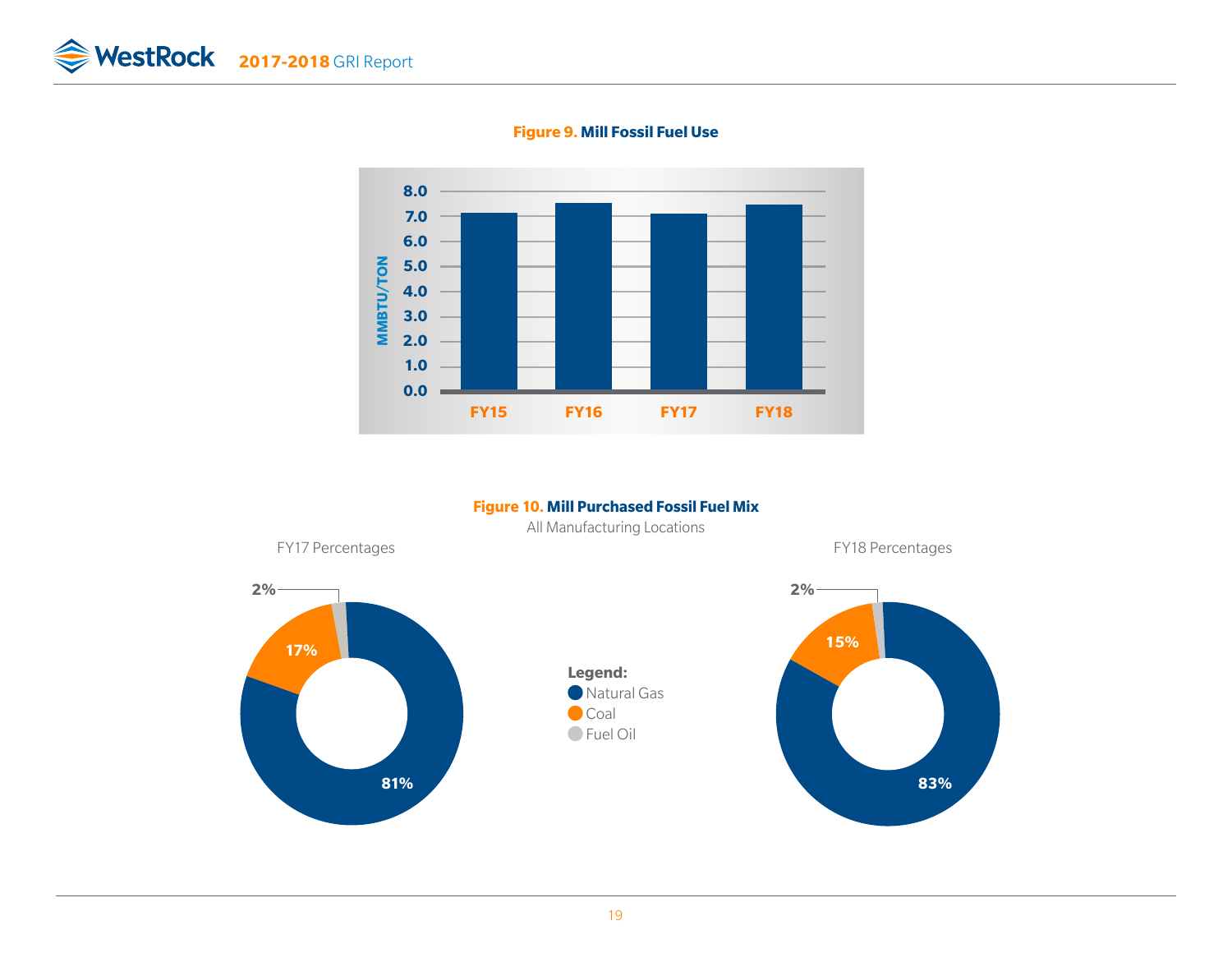**Figure 9. Mill Fossil Fuel Use**

| | FY15 | FY16 | FY17 | FY18 |
|---|---|---|---|---|
| MMBTU/TON | ~7.1 | ~7.5 | ~7.1 | ~7.5 |

**Figure 10. Mill Purchased Fossil Fuel Mix**

All Manufacturing Locations

| Fuel | FY17 Percentages | FY18 Percentages |
|---|---|---|
| Natural Gas | 81% | 83% |
| Coal | 17% | 15% |
| Fuel Oil | 2% | 2% |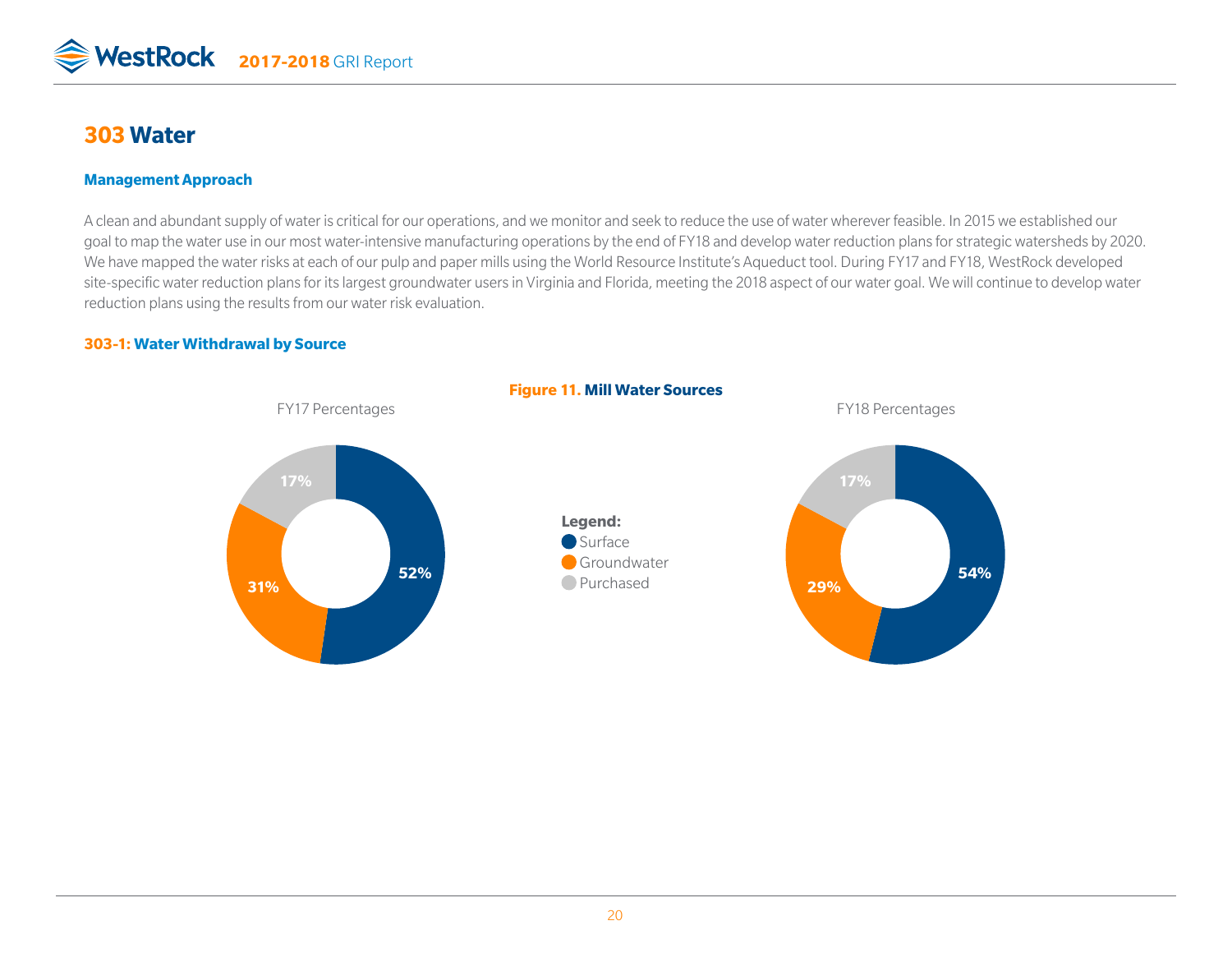# 303 Water

### Management Approach

A clean and abundant supply of water is critical for our operations, and we monitor and seek to reduce the use of water wherever feasible. In 2015 we established our goal to map the water use in our most water-intensive manufacturing operations by the end of FY18 and develop water reduction plans for strategic watersheds by 2020. We have mapped the water risks at each of our pulp and paper mills using the World Resource Institute's Aqueduct tool. During FY17 and FY18, WestRock developed site-specific water reduction plans for its largest groundwater users in Virginia and Florida, meeting the 2018 aspect of our water goal. We will continue to develop water reduction plans using the results from our water risk evaluation.

### 303-1: Water Withdrawal by Source

**Figure 11. Mill Water Sources**

| Source | FY17 Percentages | FY18 Percentages |
| --- | --- | --- |
| Surface | 52% | 54% |
| Groundwater | 31% | 29% |
| Purchased | 17% | 17% |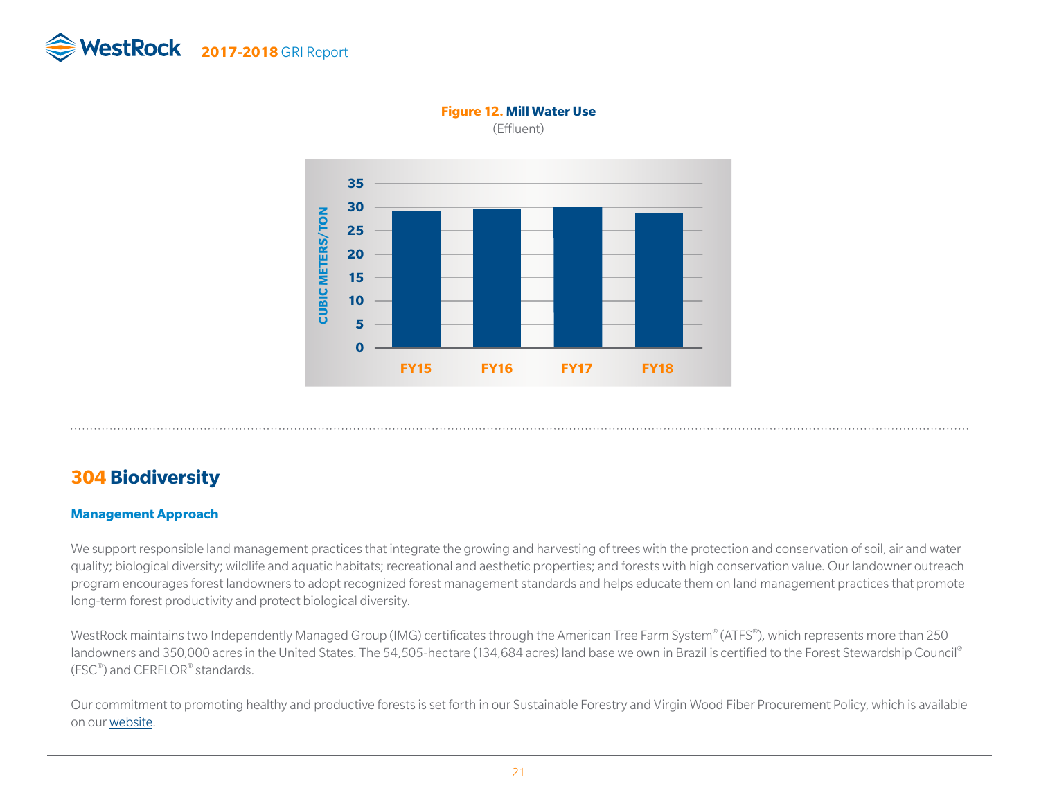**Figure 12. Mill Water Use**
(Effluent)

| | FY15 | FY16 | FY17 | FY18 |
|---|---|---|---|---|
| CUBIC METERS/TON | ~29 | ~29.5 | ~30 | ~28.5 |

## 304 Biodiversity

### Management Approach

We support responsible land management practices that integrate the growing and harvesting of trees with the protection and conservation of soil, air and water quality; biological diversity; wildlife and aquatic habitats; recreational and aesthetic properties; and forests with high conservation value. Our landowner outreach program encourages forest landowners to adopt recognized forest management standards and helps educate them on land management practices that promote long-term forest productivity and protect biological diversity.

WestRock maintains two Independently Managed Group (IMG) certificates through the American Tree Farm System® (ATFS®), which represents more than 250 landowners and 350,000 acres in the United States. The 54,505-hectare (134,684 acres) land base we own in Brazil is certified to the Forest Stewardship Council® (FSC®) and CERFLOR® standards.

Our commitment to promoting healthy and productive forests is set forth in our Sustainable Forestry and Virgin Wood Fiber Procurement Policy, which is available on our website.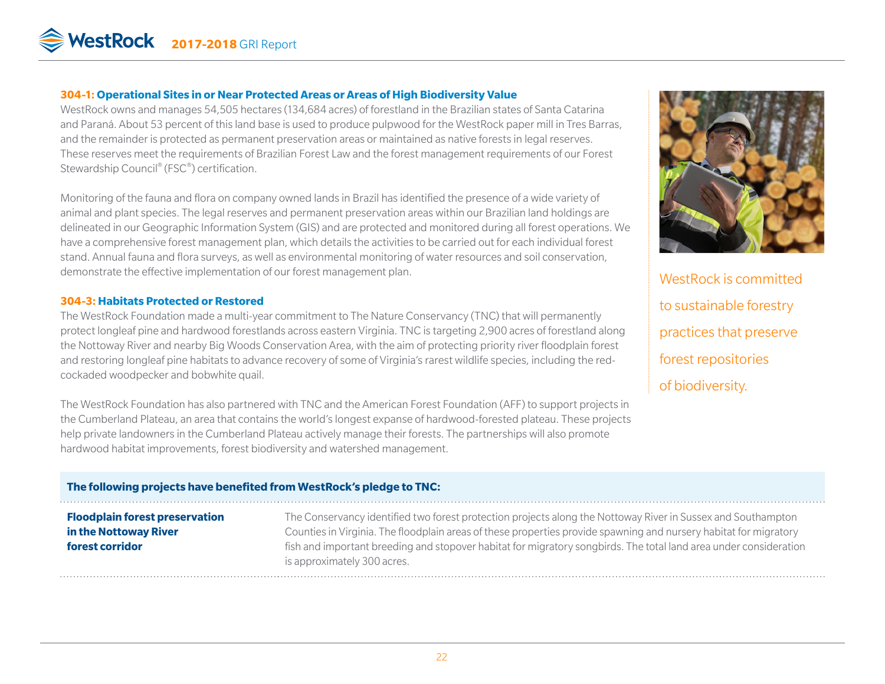### 304-1: Operational Sites in or Near Protected Areas or Areas of High Biodiversity Value

WestRock owns and manages 54,505 hectares (134,684 acres) of forestland in the Brazilian states of Santa Catarina and Paraná. About 53 percent of this land base is used to produce pulpwood for the WestRock paper mill in Tres Barras, and the remainder is protected as permanent preservation areas or maintained as native forests in legal reserves. These reserves meet the requirements of Brazilian Forest Law and the forest management requirements of our Forest Stewardship Council® (FSC®) certification.

Monitoring of the fauna and flora on company owned lands in Brazil has identified the presence of a wide variety of animal and plant species. The legal reserves and permanent preservation areas within our Brazilian land holdings are delineated in our Geographic Information System (GIS) and are protected and monitored during all forest operations. We have a comprehensive forest management plan, which details the activities to be carried out for each individual forest stand. Annual fauna and flora surveys, as well as environmental monitoring of water resources and soil conservation, demonstrate the effective implementation of our forest management plan.

### 304-3: Habitats Protected or Restored

The WestRock Foundation made a multi-year commitment to The Nature Conservancy (TNC) that will permanently protect longleaf pine and hardwood forestlands across eastern Virginia. TNC is targeting 2,900 acres of forestland along the Nottoway River and nearby Big Woods Conservation Area, with the aim of protecting priority river floodplain forest and restoring longleaf pine habitats to advance recovery of some of Virginia's rarest wildlife species, including the red-cockaded woodpecker and bobwhite quail.

The WestRock Foundation has also partnered with TNC and the American Forest Foundation (AFF) to support projects in the Cumberland Plateau, an area that contains the world's longest expanse of hardwood-forested plateau. These projects help private landowners in the Cumberland Plateau actively manage their forests. The partnerships will also promote hardwood habitat improvements, forest biodiversity and watershed management.

WestRock is committed to sustainable forestry practices that preserve forest repositories of biodiversity.

| The following projects have benefited from WestRock's pledge to TNC: | |
|---|---|
| **Floodplain forest preservation in the Nottoway River forest corridor** | The Conservancy identified two forest protection projects along the Nottoway River in Sussex and Southampton Counties in Virginia. The floodplain areas of these properties provide spawning and nursery habitat for migratory fish and important breeding and stopover habitat for migratory songbirds. The total land area under consideration is approximately 300 acres. |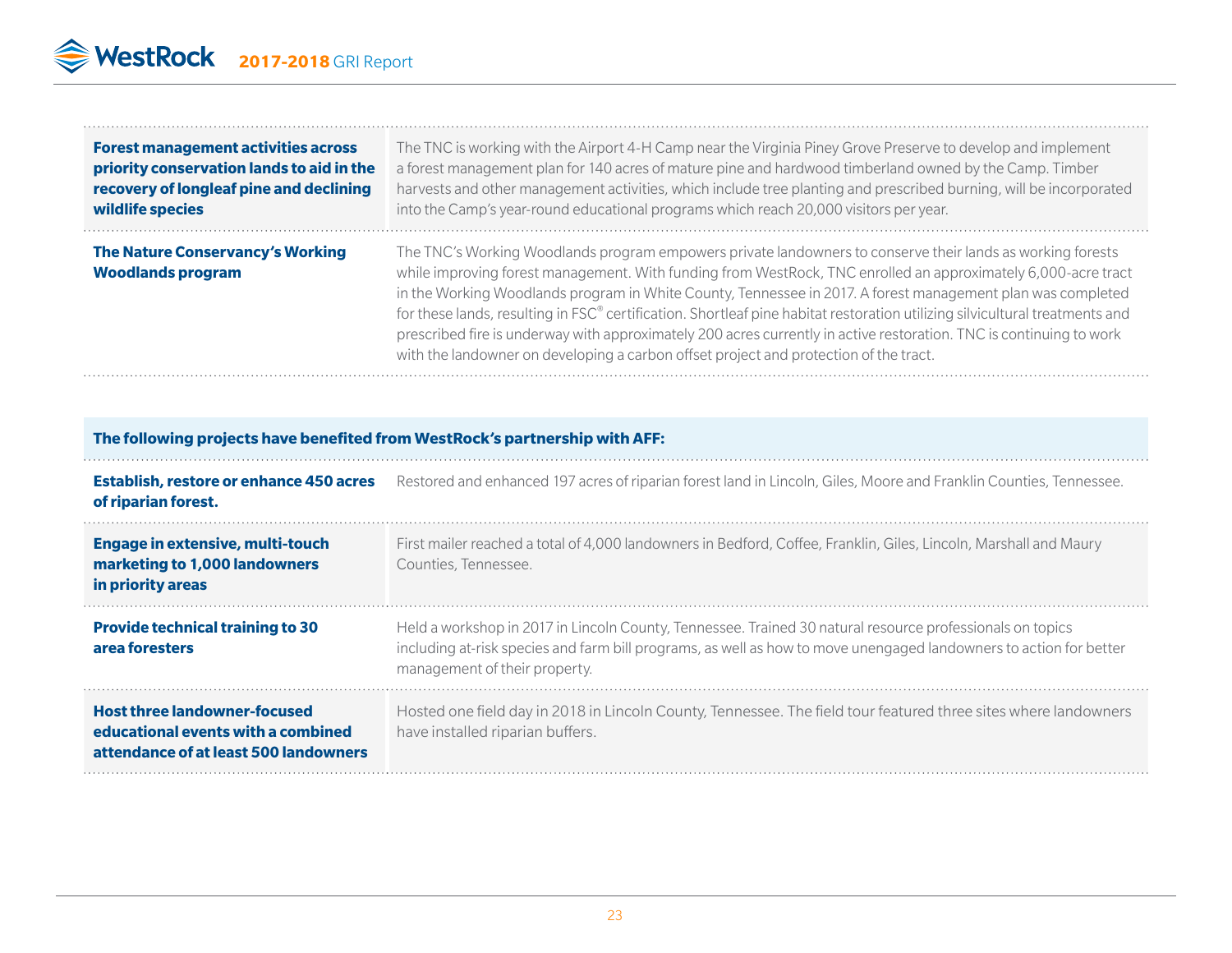| | |
|---|---|
| **Forest management activities across priority conservation lands to aid in the recovery of longleaf pine and declining wildlife species** | The TNC is working with the Airport 4-H Camp near the Virginia Piney Grove Preserve to develop and implement a forest management plan for 140 acres of mature pine and hardwood timberland owned by the Camp. Timber harvests and other management activities, which include tree planting and prescribed burning, will be incorporated into the Camp's year-round educational programs which reach 20,000 visitors per year. |
| **The Nature Conservancy's Working Woodlands program** | The TNC's Working Woodlands program empowers private landowners to conserve their lands as working forests while improving forest management. With funding from WestRock, TNC enrolled an approximately 6,000-acre tract in the Working Woodlands program in White County, Tennessee in 2017. A forest management plan was completed for these lands, resulting in FSC® certification. Shortleaf pine habitat restoration utilizing silvicultural treatments and prescribed fire is underway with approximately 200 acres currently in active restoration. TNC is continuing to work with the landowner on developing a carbon offset project and protection of the tract. |

| **The following projects have benefited from WestRock's partnership with AFF:** | |
|---|---|
| **Establish, restore or enhance 450 acres of riparian forest.** | Restored and enhanced 197 acres of riparian forest land in Lincoln, Giles, Moore and Franklin Counties, Tennessee. |
| **Engage in extensive, multi-touch marketing to 1,000 landowners in priority areas** | First mailer reached a total of 4,000 landowners in Bedford, Coffee, Franklin, Giles, Lincoln, Marshall and Maury Counties, Tennessee. |
| **Provide technical training to 30 area foresters** | Held a workshop in 2017 in Lincoln County, Tennessee. Trained 30 natural resource professionals on topics including at-risk species and farm bill programs, as well as how to move unengaged landowners to action for better management of their property. |
| **Host three landowner-focused educational events with a combined attendance of at least 500 landowners** | Hosted one field day in 2018 in Lincoln County, Tennessee. The field tour featured three sites where landowners have installed riparian buffers. |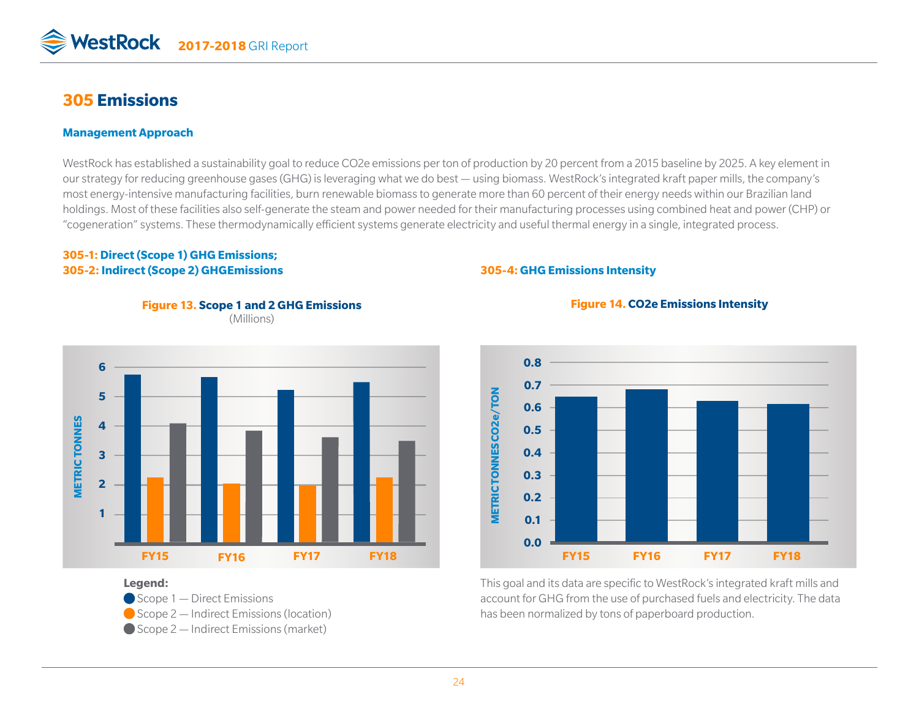# 305 Emissions

### Management Approach

WestRock has established a sustainability goal to reduce $CO_2e$ emissions per ton of production by 20 percent from a 2015 baseline by 2025. A key element in our strategy for reducing greenhouse gases (GHG) is leveraging what we do best — using biomass. WestRock's integrated kraft paper mills, the company's most energy-intensive manufacturing facilities, burn renewable biomass to generate more than 60 percent of their energy needs within our Brazilian land holdings. Most of these facilities also self-generate the steam and power needed for their manufacturing processes using combined heat and power (CHP) or "cogeneration" systems. These thermodynamically efficient systems generate electricity and useful thermal energy in a single, integrated process.

### 305-1: Direct (Scope 1) GHG Emissions;
### 305-2: Indirect (Scope 2) GHGEmissions

**Figure 13. Scope 1 and 2 GHG Emissions**
(Millions)

METRIC TONNES

| | FY15 | FY16 | FY17 | FY18 |
|---|---|---|---|---|
| Scope 1 — Direct Emissions | ~5.7 | ~5.7 | ~5.2 | ~5.5 |
| Scope 2 — Indirect Emissions (location) | ~2.2 | ~2.0 | ~2.0 | ~2.2 |
| Scope 2 — Indirect Emissions (market) | ~4.1 | ~3.8 | ~3.6 | ~3.5 |

**Legend:**
- Scope 1 — Direct Emissions
- Scope 2 — Indirect Emissions (location)
- Scope 2 — Indirect Emissions (market)

### 305-4: GHG Emissions Intensity

**Figure 14. $CO_2e$ Emissions Intensity**

METRIC TONNES $CO_2e$/TON

| | FY15 | FY16 | FY17 | FY18 |
|---|---|---|---|---|
| $CO_2e$ Emissions Intensity | ~0.65 | ~0.68 | ~0.63 | ~0.61 |

This goal and its data are specific to WestRock's integrated kraft mills and account for GHG from the use of purchased fuels and electricity. The data has been normalized by tons of paperboard production.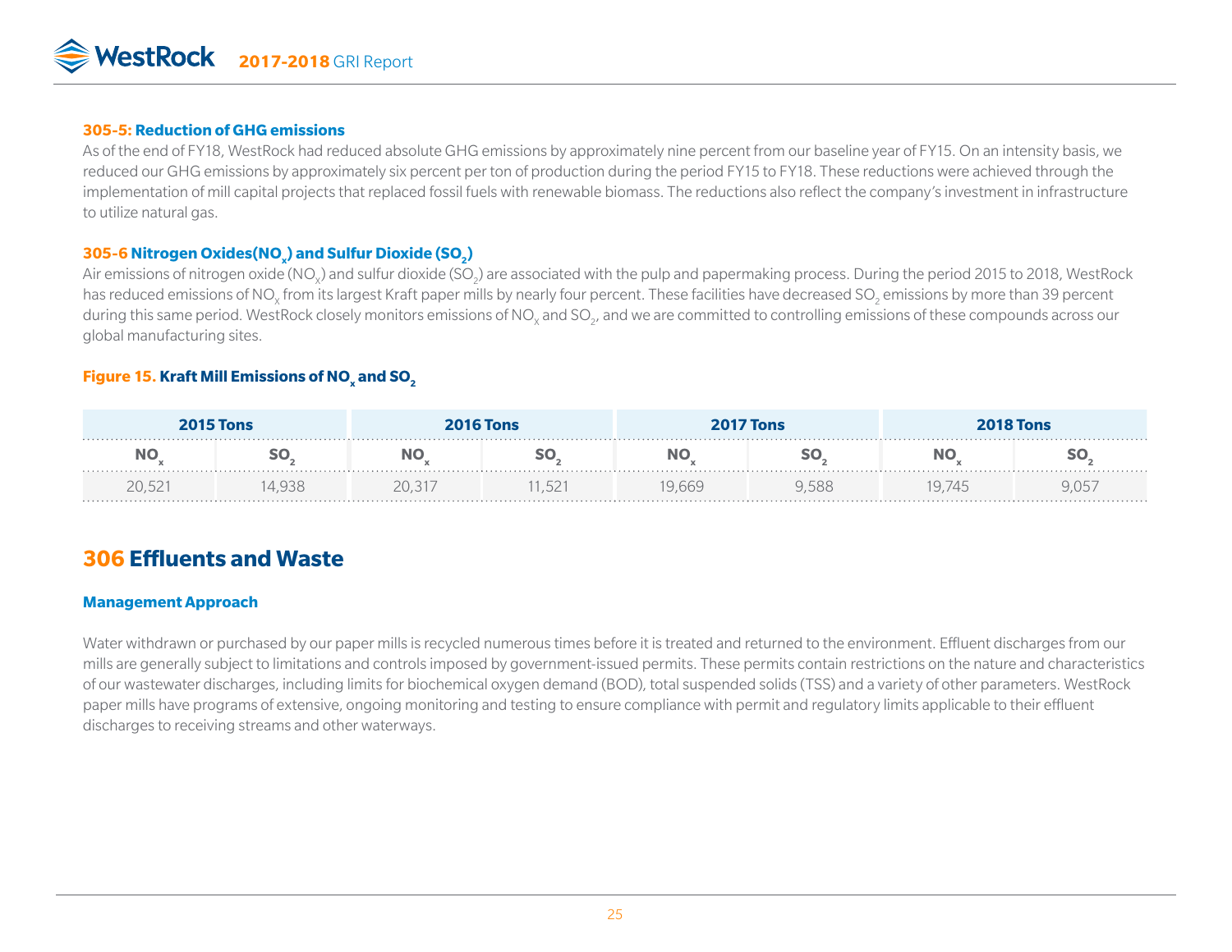### 305-5: Reduction of GHG emissions

As of the end of FY18, WestRock had reduced absolute GHG emissions by approximately nine percent from our baseline year of FY15. On an intensity basis, we reduced our GHG emissions by approximately six percent per ton of production during the period FY15 to FY18. These reductions were achieved through the implementation of mill capital projects that replaced fossil fuels with renewable biomass. The reductions also reflect the company's investment in infrastructure to utilize natural gas.

### 305-6 Nitrogen Oxides($NO_x$) and Sulfur Dioxide ($SO_2$)

Air emissions of nitrogen oxide ($NO_X$) and sulfur dioxide ($SO_2$) are associated with the pulp and papermaking process. During the period 2015 to 2018, WestRock has reduced emissions of $NO_X$ from its largest Kraft paper mills by nearly four percent. These facilities have decreased $SO_2$ emissions by more than 39 percent during this same period. WestRock closely monitors emissions of $NO_X$ and $SO_2$, and we are committed to controlling emissions of these compounds across our global manufacturing sites.

**Figure 15. Kraft Mill Emissions of $NO_x$ and $SO_2$**

| 2015 Tons | | 2016 Tons | | 2017 Tons | | 2018 Tons | |
|---|---|---|---|---|---|---|---|
| $NO_x$ | $SO_2$ | $NO_x$ | $SO_2$ | $NO_x$ | $SO_2$ | $NO_x$ | $SO_2$ |
| 20,521 | 14,938 | 20,317 | 11,521 | 19,669 | 9,588 | 19,745 | 9,057 |

## 306 Effluents and Waste

### Management Approach

Water withdrawn or purchased by our paper mills is recycled numerous times before it is treated and returned to the environment. Effluent discharges from our mills are generally subject to limitations and controls imposed by government-issued permits. These permits contain restrictions on the nature and characteristics of our wastewater discharges, including limits for biochemical oxygen demand (BOD), total suspended solids (TSS) and a variety of other parameters. WestRock paper mills have programs of extensive, ongoing monitoring and testing to ensure compliance with permit and regulatory limits applicable to their effluent discharges to receiving streams and other waterways.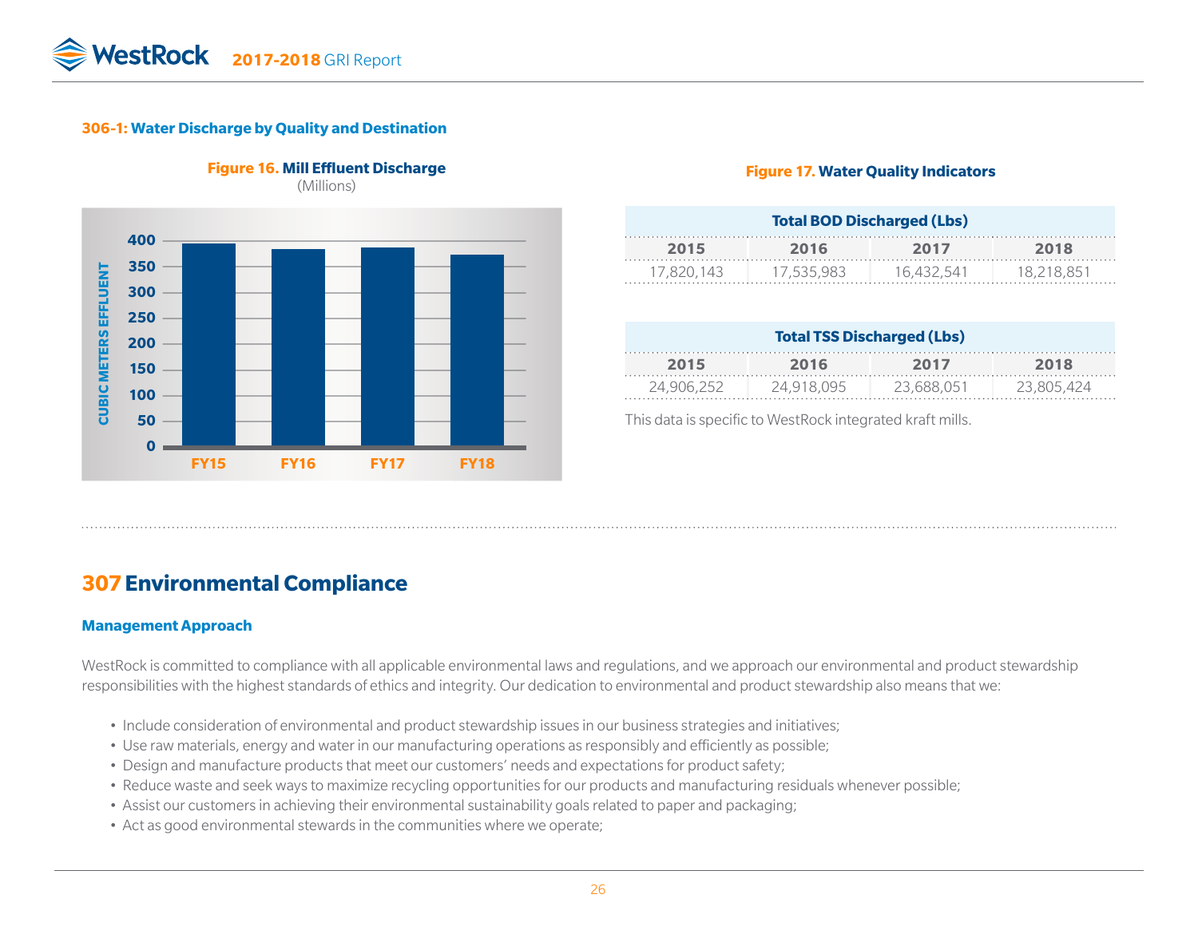## 306-1: Water Discharge by Quality and Destination

**Figure 16. Mill Effluent Discharge**
(Millions)

**Figure 17. Water Quality Indicators**

| Total BOD Discharged (Lbs) | | | |
|---|---|---|---|
| 2015 | 2016 | 2017 | 2018 |
| 17,820,143 | 17,535,983 | 16,432,541 | 18,218,851 |

| Total TSS Discharged (Lbs) | | | |
|---|---|---|---|
| 2015 | 2016 | 2017 | 2018 |
| 24,906,252 | 24,918,095 | 23,688,051 | 23,805,424 |

This data is specific to WestRock integrated kraft mills.

# 307 Environmental Compliance

### Management Approach

WestRock is committed to compliance with all applicable environmental laws and regulations, and we approach our environmental and product stewardship responsibilities with the highest standards of ethics and integrity. Our dedication to environmental and product stewardship also means that we:

- Include consideration of environmental and product stewardship issues in our business strategies and initiatives;
- Use raw materials, energy and water in our manufacturing operations as responsibly and efficiently as possible;
- Design and manufacture products that meet our customers' needs and expectations for product safety;
- Reduce waste and seek ways to maximize recycling opportunities for our products and manufacturing residuals whenever possible;
- Assist our customers in achieving their environmental sustainability goals related to paper and packaging;
- Act as good environmental stewards in the communities where we operate;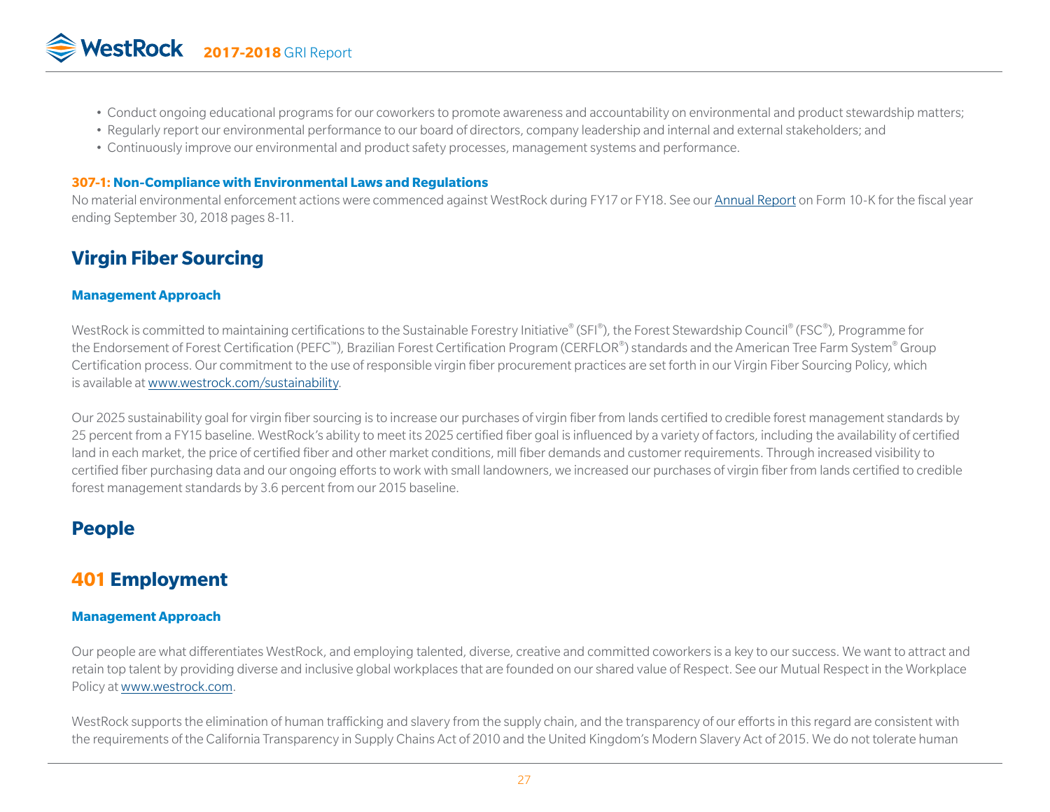- Conduct ongoing educational programs for our coworkers to promote awareness and accountability on environmental and product stewardship matters;
- Regularly report our environmental performance to our board of directors, company leadership and internal and external stakeholders; and
- Continuously improve our environmental and product safety processes, management systems and performance.

### 307-1: Non-Compliance with Environmental Laws and Regulations

No material environmental enforcement actions were commenced against WestRock during FY17 or FY18. See our Annual Report on Form 10-K for the fiscal year ending September 30, 2018 pages 8-11.

## Virgin Fiber Sourcing

### Management Approach

WestRock is committed to maintaining certifications to the Sustainable Forestry Initiative® (SFI®), the Forest Stewardship Council® (FSC®), Programme for the Endorsement of Forest Certification (PEFC™), Brazilian Forest Certification Program (CERFLOR®) standards and the American Tree Farm System® Group Certification process. Our commitment to the use of responsible virgin fiber procurement practices are set forth in our Virgin Fiber Sourcing Policy, which is available at www.westrock.com/sustainability.

Our 2025 sustainability goal for virgin fiber sourcing is to increase our purchases of virgin fiber from lands certified to credible forest management standards by 25 percent from a FY15 baseline. WestRock's ability to meet its 2025 certified fiber goal is influenced by a variety of factors, including the availability of certified land in each market, the price of certified fiber and other market conditions, mill fiber demands and customer requirements. Through increased visibility to certified fiber purchasing data and our ongoing efforts to work with small landowners, we increased our purchases of virgin fiber from lands certified to credible forest management standards by 3.6 percent from our 2015 baseline.

## People

## 401 Employment

### Management Approach

Our people are what differentiates WestRock, and employing talented, diverse, creative and committed coworkers is a key to our success. We want to attract and retain top talent by providing diverse and inclusive global workplaces that are founded on our shared value of Respect. See our Mutual Respect in the Workplace Policy at www.westrock.com.

WestRock supports the elimination of human trafficking and slavery from the supply chain, and the transparency of our efforts in this regard are consistent with the requirements of the California Transparency in Supply Chains Act of 2010 and the United Kingdom's Modern Slavery Act of 2015. We do not tolerate human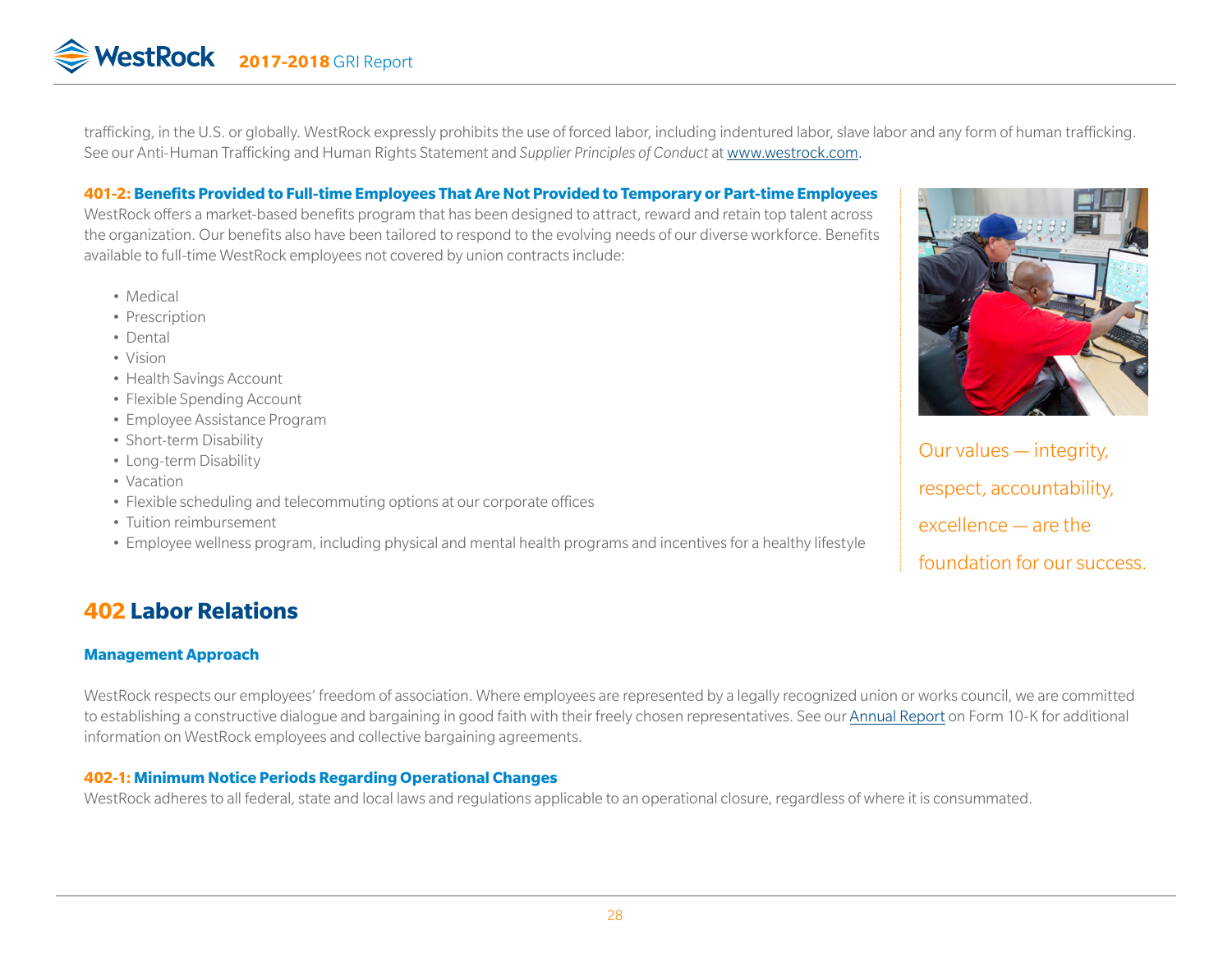trafficking, in the U.S. or globally. WestRock expressly prohibits the use of forced labor, including indentured labor, slave labor and any form of human trafficking. See our Anti-Human Trafficking and Human Rights Statement and *Supplier Principles of Conduct* at www.westrock.com.

### 401-2: Benefits Provided to Full-time Employees That Are Not Provided to Temporary or Part-time Employees

WestRock offers a market-based benefits program that has been designed to attract, reward and retain top talent across the organization. Our benefits also have been tailored to respond to the evolving needs of our diverse workforce. Benefits available to full-time WestRock employees not covered by union contracts include:

- Medical
- Prescription
- Dental
- Vision
- Health Savings Account
- Flexible Spending Account
- Employee Assistance Program
- Short-term Disability
- Long-term Disability
- Vacation
- Flexible scheduling and telecommuting options at our corporate offices
- Tuition reimbursement
- Employee wellness program, including physical and mental health programs and incentives for a healthy lifestyle

Our values — integrity, respect, accountability, excellence — are the foundation for our success.

## 402 Labor Relations

### Management Approach

WestRock respects our employees' freedom of association. Where employees are represented by a legally recognized union or works council, we are committed to establishing a constructive dialogue and bargaining in good faith with their freely chosen representatives. See our Annual Report on Form 10-K for additional information on WestRock employees and collective bargaining agreements.

### 402-1: Minimum Notice Periods Regarding Operational Changes

WestRock adheres to all federal, state and local laws and regulations applicable to an operational closure, regardless of where it is consummated.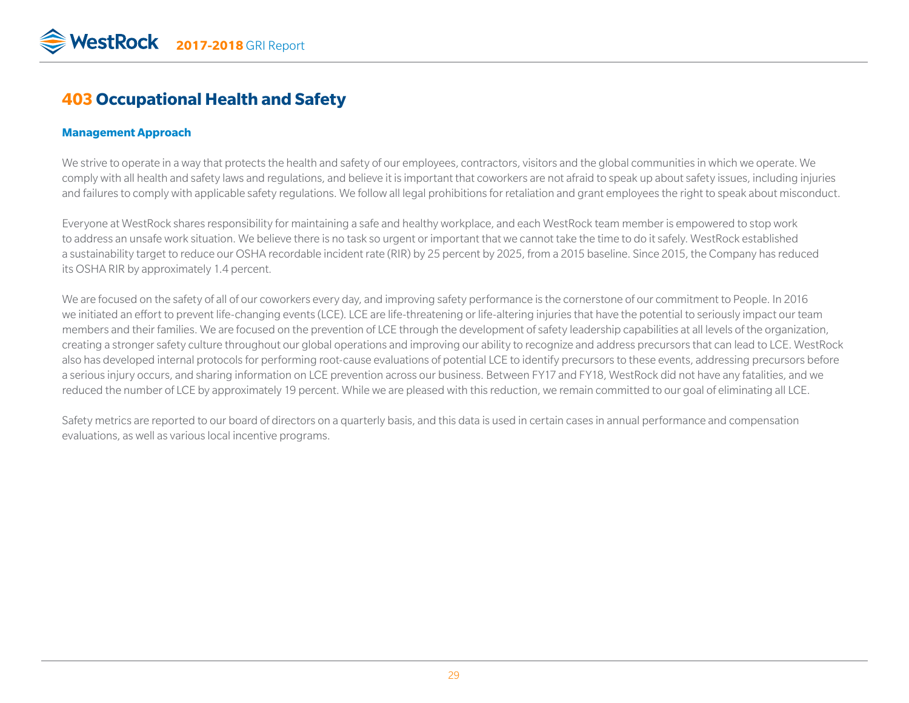# 403 Occupational Health and Safety

### Management Approach

We strive to operate in a way that protects the health and safety of our employees, contractors, visitors and the global communities in which we operate. We comply with all health and safety laws and regulations, and believe it is important that coworkers are not afraid to speak up about safety issues, including injuries and failures to comply with applicable safety regulations. We follow all legal prohibitions for retaliation and grant employees the right to speak about misconduct.

Everyone at WestRock shares responsibility for maintaining a safe and healthy workplace, and each WestRock team member is empowered to stop work to address an unsafe work situation. We believe there is no task so urgent or important that we cannot take the time to do it safely. WestRock established a sustainability target to reduce our OSHA recordable incident rate (RIR) by 25 percent by 2025, from a 2015 baseline. Since 2015, the Company has reduced its OSHA RIR by approximately 1.4 percent.

We are focused on the safety of all of our coworkers every day, and improving safety performance is the cornerstone of our commitment to People. In 2016 we initiated an effort to prevent life-changing events (LCE). LCE are life-threatening or life-altering injuries that have the potential to seriously impact our team members and their families. We are focused on the prevention of LCE through the development of safety leadership capabilities at all levels of the organization, creating a stronger safety culture throughout our global operations and improving our ability to recognize and address precursors that can lead to LCE. WestRock also has developed internal protocols for performing root-cause evaluations of potential LCE to identify precursors to these events, addressing precursors before a serious injury occurs, and sharing information on LCE prevention across our business. Between FY17 and FY18, WestRock did not have any fatalities, and we reduced the number of LCE by approximately 19 percent. While we are pleased with this reduction, we remain committed to our goal of eliminating all LCE.

Safety metrics are reported to our board of directors on a quarterly basis, and this data is used in certain cases in annual performance and compensation evaluations, as well as various local incentive programs.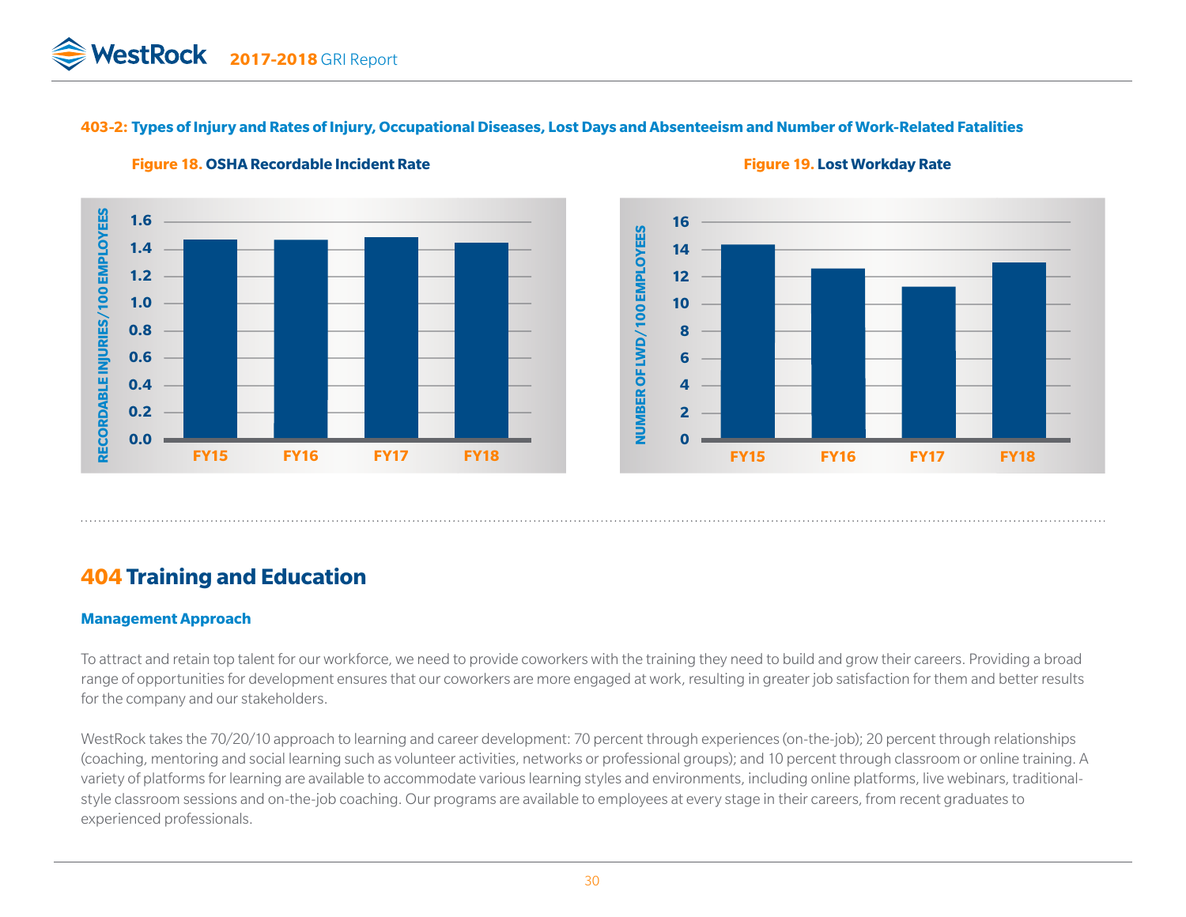### 403-2: Types of Injury and Rates of Injury, Occupational Diseases, Lost Days and Absenteeism and Number of Work-Related Fatalities

**Figure 18.** OSHA Recordable Incident Rate

**Figure 19.** Lost Workday Rate

## 404 Training and Education

### Management Approach

To attract and retain top talent for our workforce, we need to provide coworkers with the training they need to build and grow their careers. Providing a broad range of opportunities for development ensures that our coworkers are more engaged at work, resulting in greater job satisfaction for them and better results for the company and our stakeholders.

WestRock takes the 70/20/10 approach to learning and career development: 70 percent through experiences (on-the-job); 20 percent through relationships (coaching, mentoring and social learning such as volunteer activities, networks or professional groups); and 10 percent through classroom or online training. A variety of platforms for learning are available to accommodate various learning styles and environments, including online platforms, live webinars, traditional-style classroom sessions and on-the-job coaching. Our programs are available to employees at every stage in their careers, from recent graduates to experienced professionals.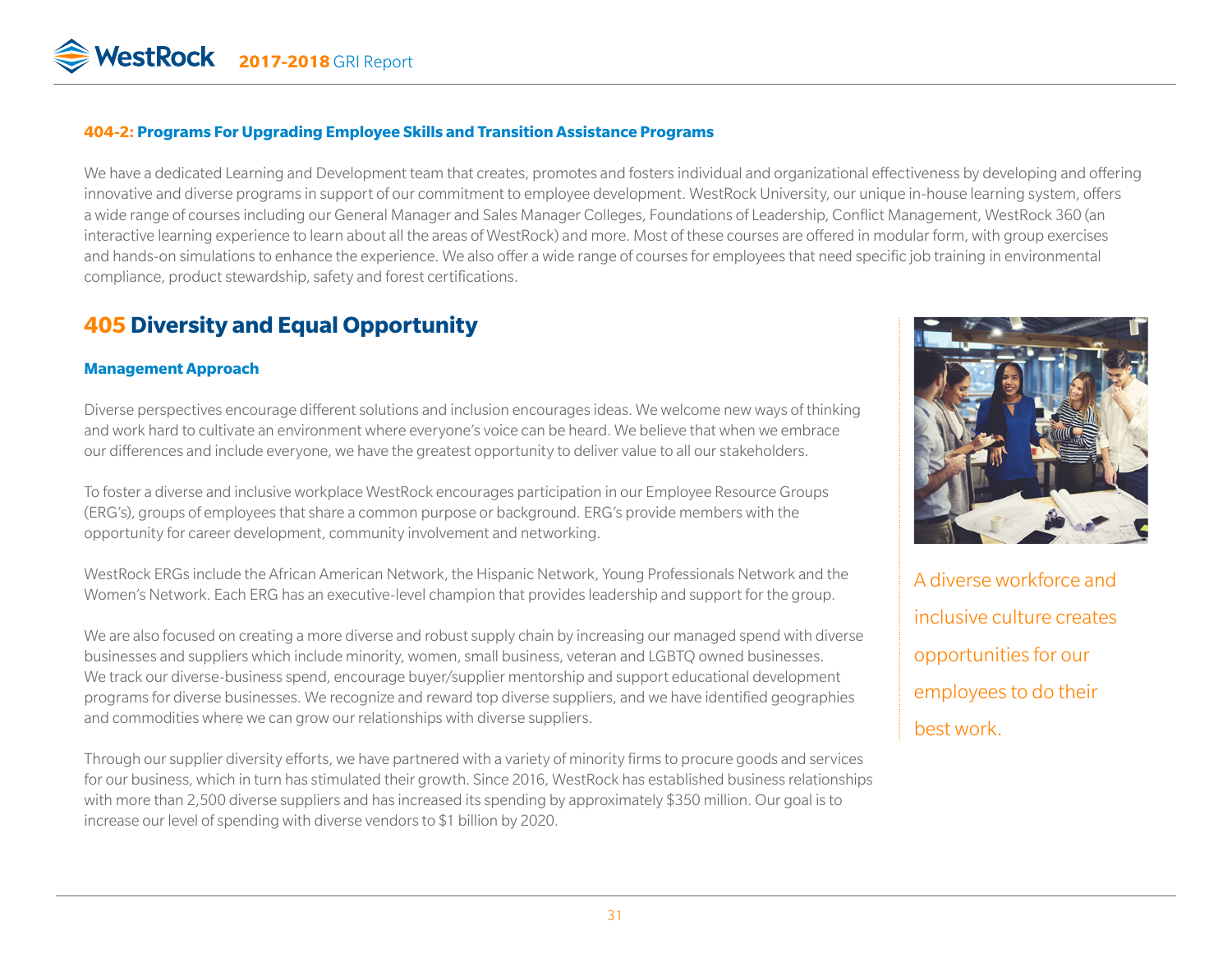### 404-2: Programs For Upgrading Employee Skills and Transition Assistance Programs

We have a dedicated Learning and Development team that creates, promotes and fosters individual and organizational effectiveness by developing and offering innovative and diverse programs in support of our commitment to employee development. WestRock University, our unique in-house learning system, offers a wide range of courses including our General Manager and Sales Manager Colleges, Foundations of Leadership, Conflict Management, WestRock 360 (an interactive learning experience to learn about all the areas of WestRock) and more. Most of these courses are offered in modular form, with group exercises and hands-on simulations to enhance the experience. We also offer a wide range of courses for employees that need specific job training in environmental compliance, product stewardship, safety and forest certifications.

## 405 Diversity and Equal Opportunity

### Management Approach

Diverse perspectives encourage different solutions and inclusion encourages ideas. We welcome new ways of thinking and work hard to cultivate an environment where everyone's voice can be heard. We believe that when we embrace our differences and include everyone, we have the greatest opportunity to deliver value to all our stakeholders.

To foster a diverse and inclusive workplace WestRock encourages participation in our Employee Resource Groups (ERG's), groups of employees that share a common purpose or background. ERG's provide members with the opportunity for career development, community involvement and networking.

WestRock ERGs include the African American Network, the Hispanic Network, Young Professionals Network and the Women's Network. Each ERG has an executive-level champion that provides leadership and support for the group.

We are also focused on creating a more diverse and robust supply chain by increasing our managed spend with diverse businesses and suppliers which include minority, women, small business, veteran and LGBTQ owned businesses. We track our diverse-business spend, encourage buyer/supplier mentorship and support educational development programs for diverse businesses. We recognize and reward top diverse suppliers, and we have identified geographies and commodities where we can grow our relationships with diverse suppliers.

Through our supplier diversity efforts, we have partnered with a variety of minority firms to procure goods and services for our business, which in turn has stimulated their growth. Since 2016, WestRock has established business relationships with more than 2,500 diverse suppliers and has increased its spending by approximately $350 million. Our goal is to increase our level of spending with diverse vendors to $1 billion by 2020.

A diverse workforce and inclusive culture creates opportunities for our employees to do their best work.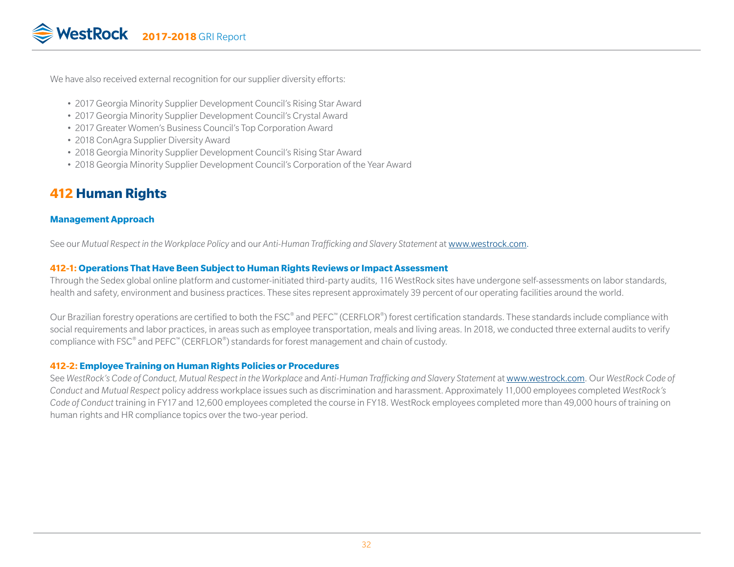We have also received external recognition for our supplier diversity efforts:

- 2017 Georgia Minority Supplier Development Council's Rising Star Award
- 2017 Georgia Minority Supplier Development Council's Crystal Award
- 2017 Greater Women's Business Council's Top Corporation Award
- 2018 ConAgra Supplier Diversity Award
- 2018 Georgia Minority Supplier Development Council's Rising Star Award
- 2018 Georgia Minority Supplier Development Council's Corporation of the Year Award

# 412 Human Rights

### Management Approach

See our *Mutual Respect in the Workplace Policy* and our *Anti-Human Trafficking and Slavery Statement* at www.westrock.com.

### 412-1: Operations That Have Been Subject to Human Rights Reviews or Impact Assessment

Through the Sedex global online platform and customer-initiated third-party audits, 116 WestRock sites have undergone self-assessments on labor standards, health and safety, environment and business practices. These sites represent approximately 39 percent of our operating facilities around the world.

Our Brazilian forestry operations are certified to both the FSC® and PEFC™ (CERFLOR®) forest certification standards. These standards include compliance with social requirements and labor practices, in areas such as employee transportation, meals and living areas. In 2018, we conducted three external audits to verify compliance with FSC® and PEFC™ (CERFLOR®) standards for forest management and chain of custody.

### 412-2: Employee Training on Human Rights Policies or Procedures

See *WestRock's Code of Conduct, Mutual Respect in the Workplace* and *Anti-Human Trafficking and Slavery Statement* at www.westrock.com. Our *WestRock Code of Conduct* and *Mutual Respect* policy address workplace issues such as discrimination and harassment. Approximately 11,000 employees completed *WestRock's Code of Conduct* training in FY17 and 12,600 employees completed the course in FY18. WestRock employees completed more than 49,000 hours of training on human rights and HR compliance topics over the two-year period.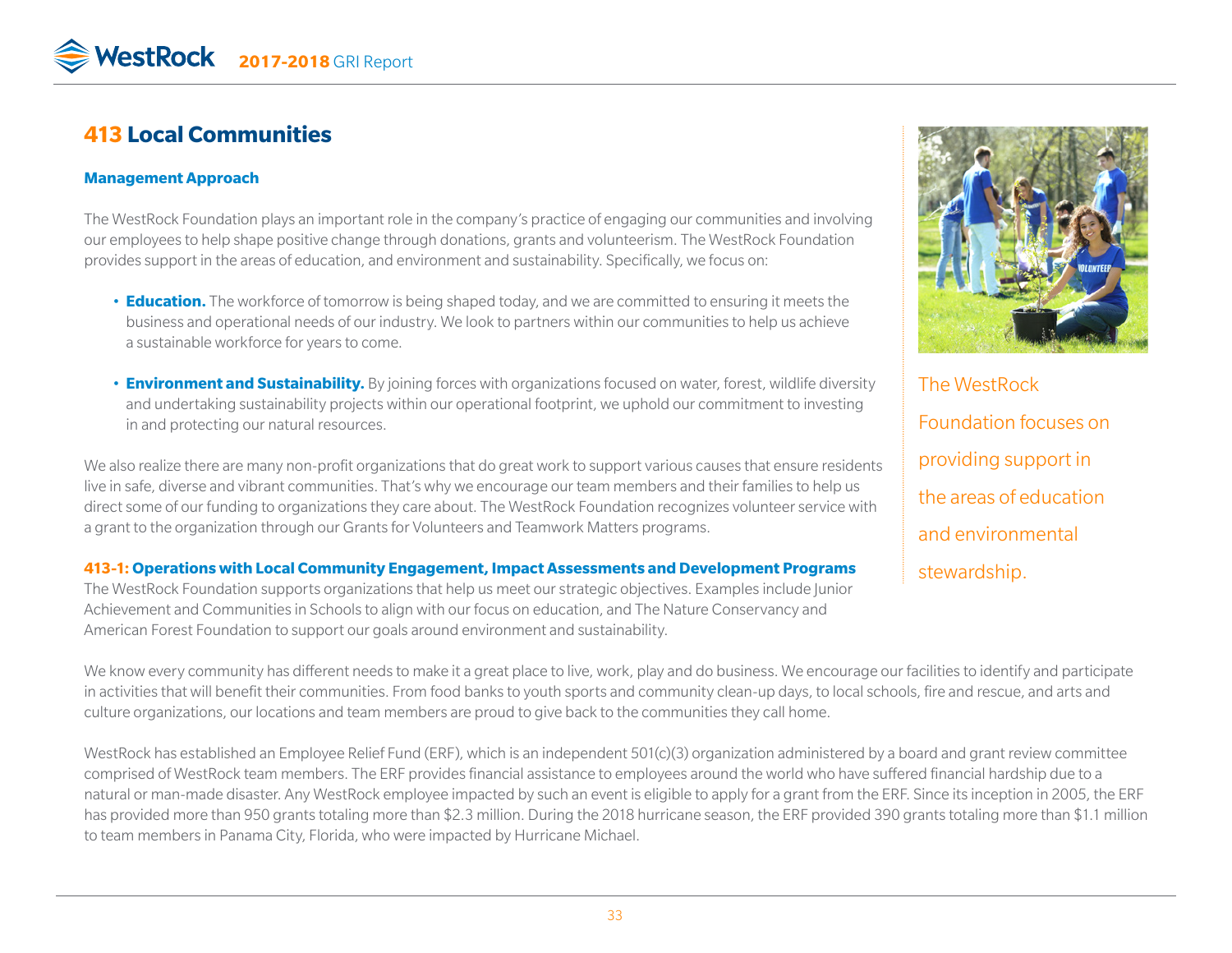## 413 Local Communities

### Management Approach

The WestRock Foundation plays an important role in the company's practice of engaging our communities and involving our employees to help shape positive change through donations, grants and volunteerism. The WestRock Foundation provides support in the areas of education, and environment and sustainability. Specifically, we focus on:

- **Education.** The workforce of tomorrow is being shaped today, and we are committed to ensuring it meets the business and operational needs of our industry. We look to partners within our communities to help us achieve a sustainable workforce for years to come.
- **Environment and Sustainability.** By joining forces with organizations focused on water, forest, wildlife diversity and undertaking sustainability projects within our operational footprint, we uphold our commitment to investing in and protecting our natural resources.

We also realize there are many non-profit organizations that do great work to support various causes that ensure residents live in safe, diverse and vibrant communities. That's why we encourage our team members and their families to help us direct some of our funding to organizations they care about. The WestRock Foundation recognizes volunteer service with a grant to the organization through our Grants for Volunteers and Teamwork Matters programs.

The WestRock Foundation focuses on providing support in the areas of education and environmental stewardship.

### 413-1: Operations with Local Community Engagement, Impact Assessments and Development Programs

The WestRock Foundation supports organizations that help us meet our strategic objectives. Examples include Junior Achievement and Communities in Schools to align with our focus on education, and The Nature Conservancy and American Forest Foundation to support our goals around environment and sustainability.

We know every community has different needs to make it a great place to live, work, play and do business. We encourage our facilities to identify and participate in activities that will benefit their communities. From food banks to youth sports and community clean-up days, to local schools, fire and rescue, and arts and culture organizations, our locations and team members are proud to give back to the communities they call home.

WestRock has established an Employee Relief Fund (ERF), which is an independent 501(c)(3) organization administered by a board and grant review committee comprised of WestRock team members. The ERF provides financial assistance to employees around the world who have suffered financial hardship due to a natural or man-made disaster. Any WestRock employee impacted by such an event is eligible to apply for a grant from the ERF. Since its inception in 2005, the ERF has provided more than 950 grants totaling more than $2.3 million. During the 2018 hurricane season, the ERF provided 390 grants totaling more than $1.1 million to team members in Panama City, Florida, who were impacted by Hurricane Michael.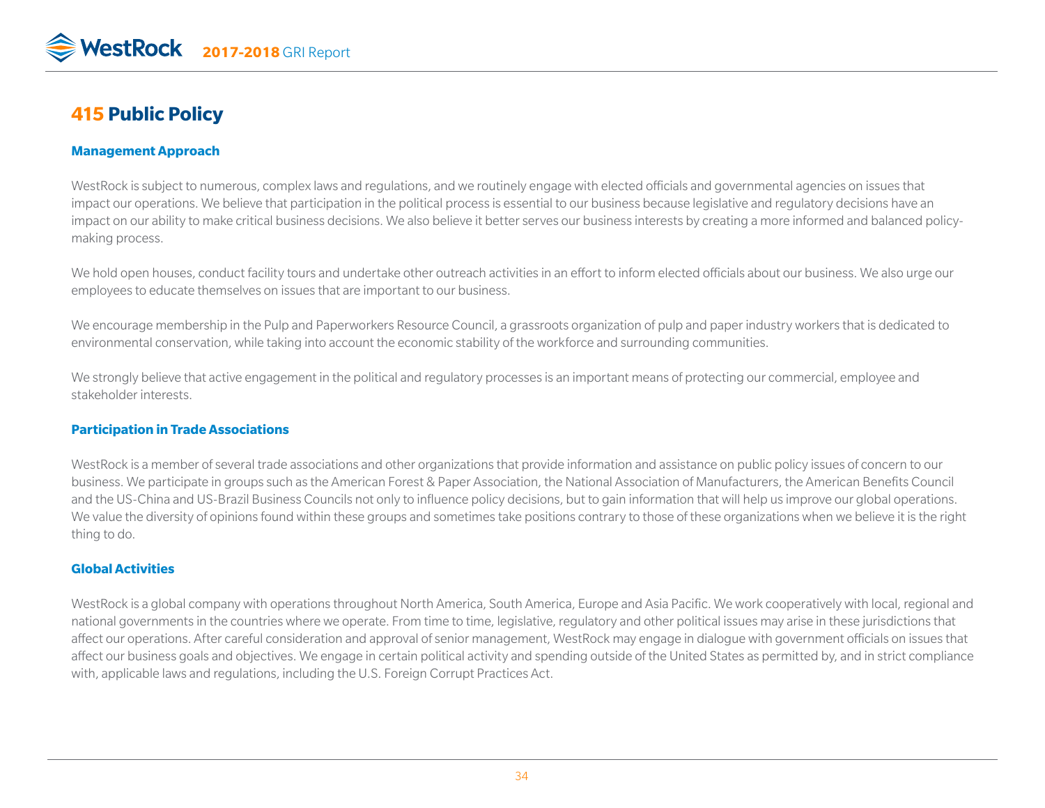# 415 Public Policy

### Management Approach

WestRock is subject to numerous, complex laws and regulations, and we routinely engage with elected officials and governmental agencies on issues that impact our operations. We believe that participation in the political process is essential to our business because legislative and regulatory decisions have an impact on our ability to make critical business decisions. We also believe it better serves our business interests by creating a more informed and balanced policy-making process.

We hold open houses, conduct facility tours and undertake other outreach activities in an effort to inform elected officials about our business. We also urge our employees to educate themselves on issues that are important to our business.

We encourage membership in the Pulp and Paperworkers Resource Council, a grassroots organization of pulp and paper industry workers that is dedicated to environmental conservation, while taking into account the economic stability of the workforce and surrounding communities.

We strongly believe that active engagement in the political and regulatory processes is an important means of protecting our commercial, employee and stakeholder interests.

### Participation in Trade Associations

WestRock is a member of several trade associations and other organizations that provide information and assistance on public policy issues of concern to our business. We participate in groups such as the American Forest & Paper Association, the National Association of Manufacturers, the American Benefits Council and the US-China and US-Brazil Business Councils not only to influence policy decisions, but to gain information that will help us improve our global operations. We value the diversity of opinions found within these groups and sometimes take positions contrary to those of these organizations when we believe it is the right thing to do.

### Global Activities

WestRock is a global company with operations throughout North America, South America, Europe and Asia Pacific. We work cooperatively with local, regional and national governments in the countries where we operate. From time to time, legislative, regulatory and other political issues may arise in these jurisdictions that affect our operations. After careful consideration and approval of senior management, WestRock may engage in dialogue with government officials on issues that affect our business goals and objectives. We engage in certain political activity and spending outside of the United States as permitted by, and in strict compliance with, applicable laws and regulations, including the U.S. Foreign Corrupt Practices Act.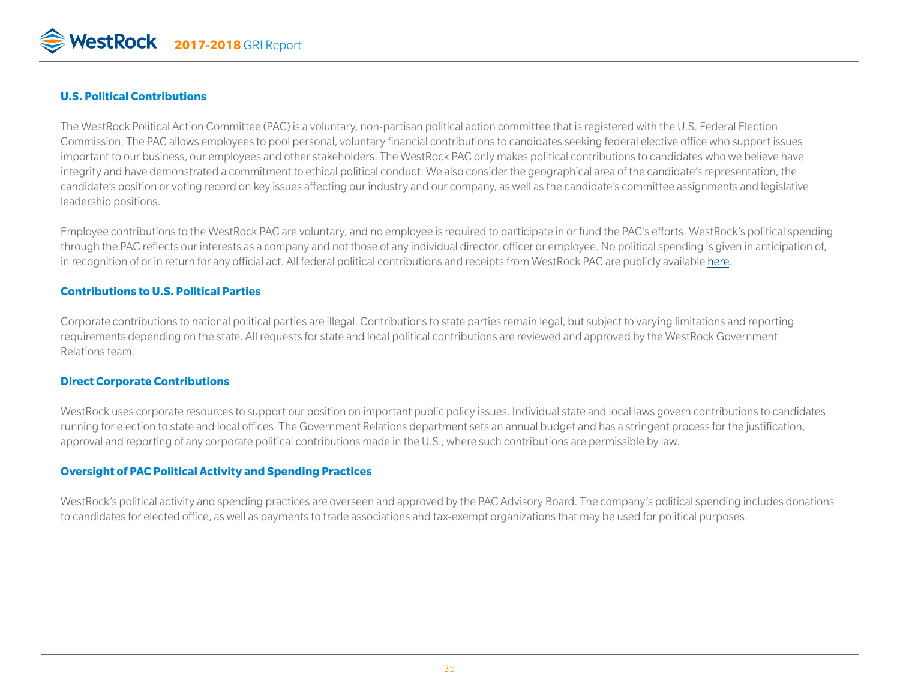## U.S. Political Contributions

The WestRock Political Action Committee (PAC) is a voluntary, non-partisan political action committee that is registered with the U.S. Federal Election Commission. The PAC allows employees to pool personal, voluntary financial contributions to candidates seeking federal elective office who support issues important to our business, our employees and other stakeholders. The WestRock PAC only makes political contributions to candidates who we believe have integrity and have demonstrated a commitment to ethical political conduct. We also consider the geographical area of the candidate's representation, the candidate's position or voting record on key issues affecting our industry and our company, as well as the candidate's committee assignments and legislative leadership positions.

Employee contributions to the WestRock PAC are voluntary, and no employee is required to participate in or fund the PAC's efforts. WestRock's political spending through the PAC reflects our interests as a company and not those of any individual director, officer or employee. No political spending is given in anticipation of, in recognition of or in return for any official act. All federal political contributions and receipts from WestRock PAC are publicly available here.

## Contributions to U.S. Political Parties

Corporate contributions to national political parties are illegal. Contributions to state parties remain legal, but subject to varying limitations and reporting requirements depending on the state. All requests for state and local political contributions are reviewed and approved by the WestRock Government Relations team.

## Direct Corporate Contributions

WestRock uses corporate resources to support our position on important public policy issues. Individual state and local laws govern contributions to candidates running for election to state and local offices. The Government Relations department sets an annual budget and has a stringent process for the justification, approval and reporting of any corporate political contributions made in the U.S., where such contributions are permissible by law.

## Oversight of PAC Political Activity and Spending Practices

WestRock's political activity and spending practices are overseen and approved by the PAC Advisory Board. The company's political spending includes donations to candidates for elected office, as well as payments to trade associations and tax-exempt organizations that may be used for political purposes.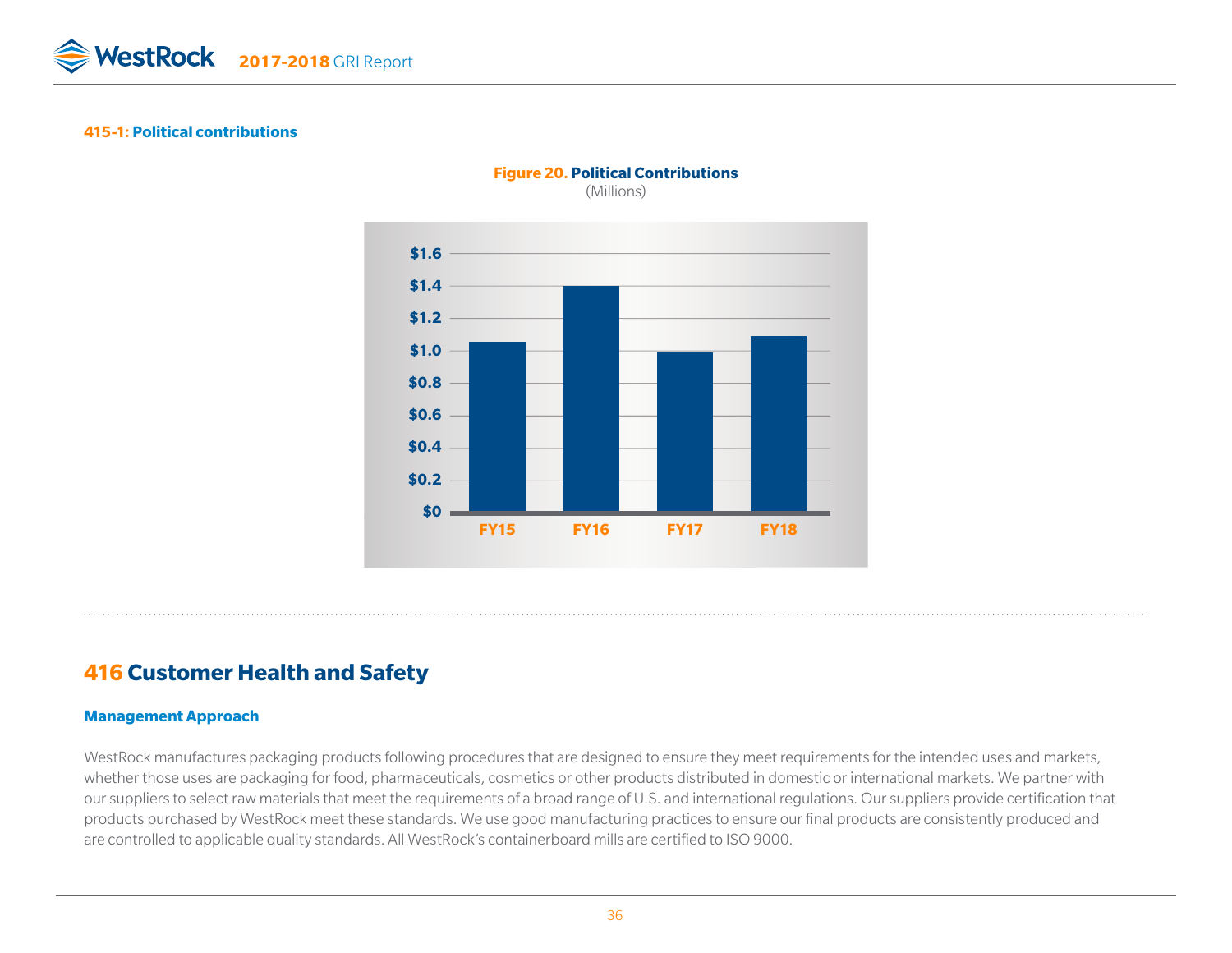### 415-1: Political contributions

**Figure 20. Political Contributions**
(Millions)

| | FY15 | FY16 | FY17 | FY18 |
|---|---|---|---|---|
| Political Contributions ($ Millions) | ~1.05 | ~1.4 | ~0.99 | ~1.09 |

## 416 Customer Health and Safety

### Management Approach

WestRock manufactures packaging products following procedures that are designed to ensure they meet requirements for the intended uses and markets, whether those uses are packaging for food, pharmaceuticals, cosmetics or other products distributed in domestic or international markets. We partner with our suppliers to select raw materials that meet the requirements of a broad range of U.S. and international regulations. Our suppliers provide certification that products purchased by WestRock meet these standards. We use good manufacturing practices to ensure our final products are consistently produced and are controlled to applicable quality standards. All WestRock's containerboard mills are certified to ISO 9000.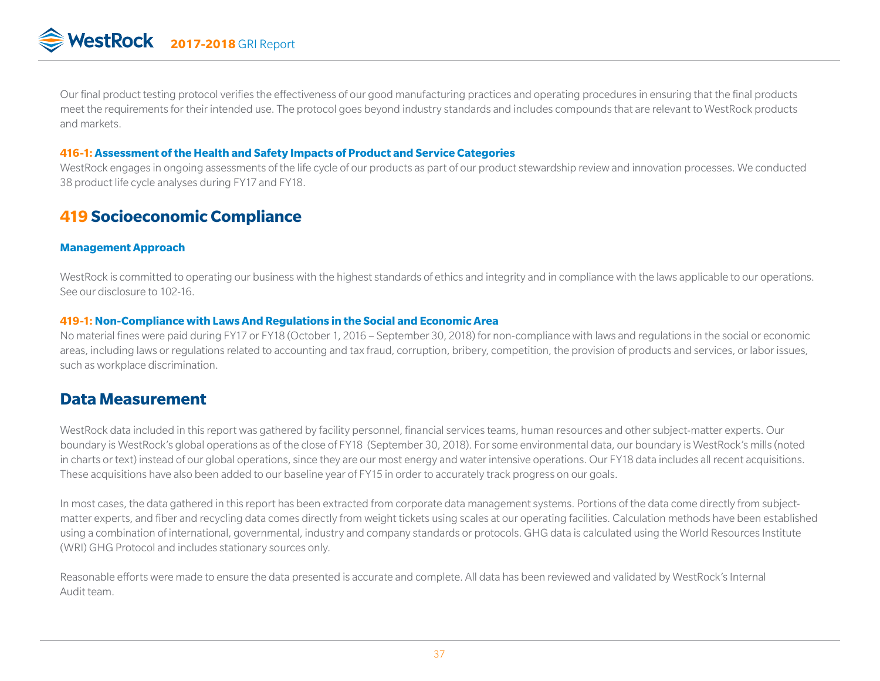Our final product testing protocol verifies the effectiveness of our good manufacturing practices and operating procedures in ensuring that the final products meet the requirements for their intended use. The protocol goes beyond industry standards and includes compounds that are relevant to WestRock products and markets.

### 416-1: Assessment of the Health and Safety Impacts of Product and Service Categories

WestRock engages in ongoing assessments of the life cycle of our products as part of our product stewardship review and innovation processes. We conducted 38 product life cycle analyses during FY17 and FY18.

## 419 Socioeconomic Compliance

### Management Approach

WestRock is committed to operating our business with the highest standards of ethics and integrity and in compliance with the laws applicable to our operations. See our disclosure to 102-16.

### 419-1: Non-Compliance with Laws And Regulations in the Social and Economic Area

No material fines were paid during FY17 or FY18 (October 1, 2016 – September 30, 2018) for non-compliance with laws and regulations in the social or economic areas, including laws or regulations related to accounting and tax fraud, corruption, bribery, competition, the provision of products and services, or labor issues, such as workplace discrimination.

## Data Measurement

WestRock data included in this report was gathered by facility personnel, financial services teams, human resources and other subject-matter experts. Our boundary is WestRock's global operations as of the close of FY18 (September 30, 2018). For some environmental data, our boundary is WestRock's mills (noted in charts or text) instead of our global operations, since they are our most energy and water intensive operations. Our FY18 data includes all recent acquisitions. These acquisitions have also been added to our baseline year of FY15 in order to accurately track progress on our goals.

In most cases, the data gathered in this report has been extracted from corporate data management systems. Portions of the data come directly from subject-matter experts, and fiber and recycling data comes directly from weight tickets using scales at our operating facilities. Calculation methods have been established using a combination of international, governmental, industry and company standards or protocols. GHG data is calculated using the World Resources Institute (WRI) GHG Protocol and includes stationary sources only.

Reasonable efforts were made to ensure the data presented is accurate and complete. All data has been reviewed and validated by WestRock's Internal Audit team.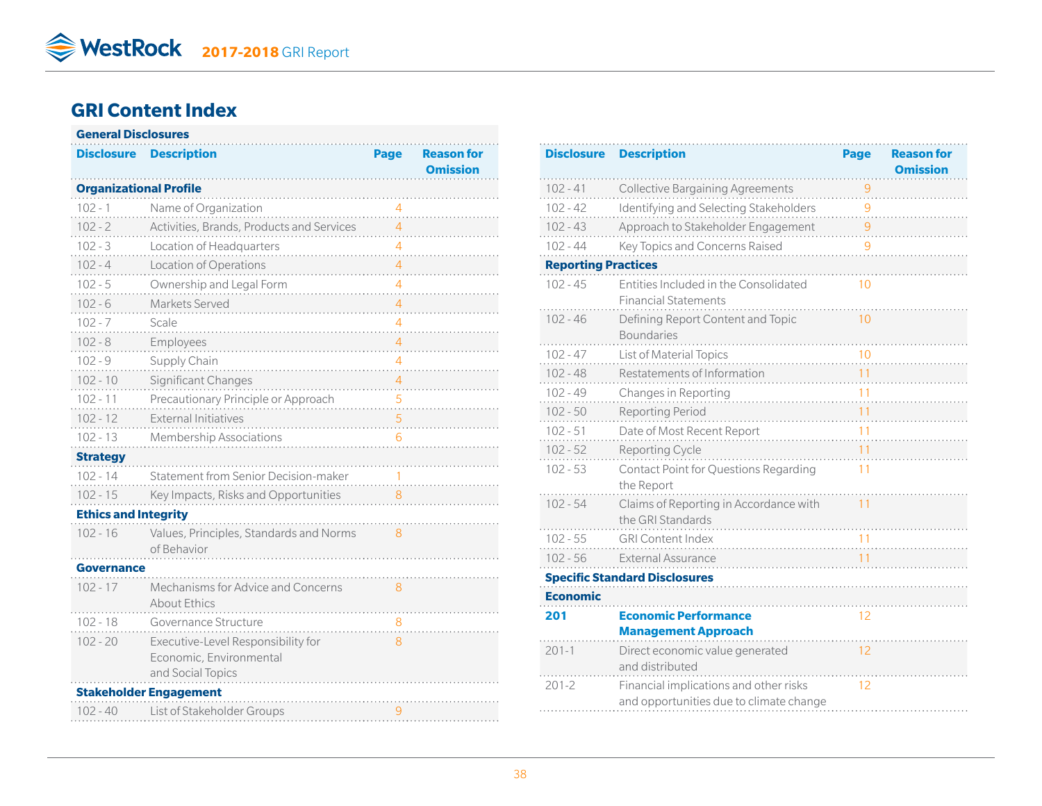## GRI Content Index

**General Disclosures**

| Disclosure | Description | Page | Reason for Omission |
|---|---|---|---|
| **Organizational Profile** | | | |
| 102 - 1 | Name of Organization | 4 | |
| 102 - 2 | Activities, Brands, Products and Services | 4 | |
| 102 - 3 | Location of Headquarters | 4 | |
| 102 - 4 | Location of Operations | 4 | |
| 102 - 5 | Ownership and Legal Form | 4 | |
| 102 - 6 | Markets Served | 4 | |
| 102 - 7 | Scale | 4 | |
| 102 - 8 | Employees | 4 | |
| 102 - 9 | Supply Chain | 4 | |
| 102 - 10 | Significant Changes | 4 | |
| 102 - 11 | Precautionary Principle or Approach | 5 | |
| 102 - 12 | External Initiatives | 5 | |
| 102 - 13 | Membership Associations | 6 | |
| **Strategy** | | | |
| 102 - 14 | Statement from Senior Decision-maker | 1 | |
| 102 - 15 | Key Impacts, Risks and Opportunities | 8 | |
| **Ethics and Integrity** | | | |
| 102 - 16 | Values, Principles, Standards and Norms of Behavior | 8 | |
| **Governance** | | | |
| 102 - 17 | Mechanisms for Advice and Concerns About Ethics | 8 | |
| 102 - 18 | Governance Structure | 8 | |
| 102 - 20 | Executive-Level Responsibility for Economic, Environmental and Social Topics | 8 | |
| **Stakeholder Engagement** | | | |
| 102 - 40 | List of Stakeholder Groups | 9 | |
| 102 - 41 | Collective Bargaining Agreements | 9 | |
| 102 - 42 | Identifying and Selecting Stakeholders | 9 | |
| 102 - 43 | Approach to Stakeholder Engagement | 9 | |
| 102 - 44 | Key Topics and Concerns Raised | 9 | |
| **Reporting Practices** | | | |
| 102 - 45 | Entities Included in the Consolidated Financial Statements | 10 | |
| 102 - 46 | Defining Report Content and Topic Boundaries | 10 | |
| 102 - 47 | List of Material Topics | 10 | |
| 102 - 48 | Restatements of Information | 11 | |
| 102 - 49 | Changes in Reporting | 11 | |
| 102 - 50 | Reporting Period | 11 | |
| 102 - 51 | Date of Most Recent Report | 11 | |
| 102 - 52 | Reporting Cycle | 11 | |
| 102 - 53 | Contact Point for Questions Regarding the Report | 11 | |
| 102 - 54 | Claims of Reporting in Accordance with the GRI Standards | 11 | |
| 102 - 55 | GRI Content Index | 11 | |
| 102 - 56 | External Assurance | 11 | |
| **Specific Standard Disclosures** | | | |
| **Economic** | | | |
| **201** | **Economic Performance Management Approach** | 12 | |
| 201-1 | Direct economic value generated and distributed | 12 | |
| 201-2 | Financial implications and other risks and opportunities due to climate change | 12 | |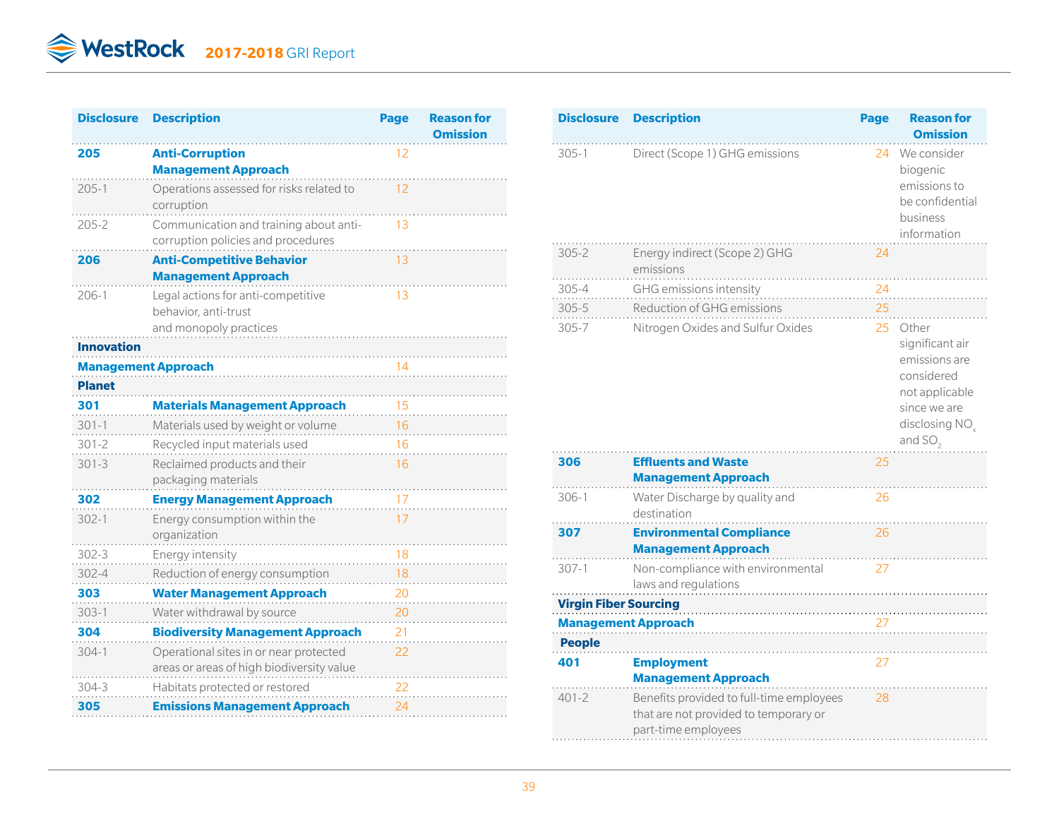| Disclosure | Description | Page | Reason for Omission |
|---|---|---|---|
| **205** | **Anti-Corruption Management Approach** | 12 | |
| 205-1 | Operations assessed for risks related to corruption | 12 | |
| 205-2 | Communication and training about anti-corruption policies and procedures | 13 | |
| **206** | **Anti-Competitive Behavior Management Approach** | 13 | |
| 206-1 | Legal actions for anti-competitive behavior, anti-trust and monopoly practices | 13 | |
| **Innovation** | | | |
| **Management Approach** | | 14 | |
| **Planet** | | | |
| **301** | **Materials Management Approach** | 15 | |
| 301-1 | Materials used by weight or volume | 16 | |
| 301-2 | Recycled input materials used | 16 | |
| 301-3 | Reclaimed products and their packaging materials | 16 | |
| **302** | **Energy Management Approach** | 17 | |
| 302-1 | Energy consumption within the organization | 17 | |
| 302-3 | Energy intensity | 18 | |
| 302-4 | Reduction of energy consumption | 18 | |
| **303** | **Water Management Approach** | 20 | |
| 303-1 | Water withdrawal by source | 20 | |
| **304** | **Biodiversity Management Approach** | 21 | |
| 304-1 | Operational sites in or near protected areas or areas of high biodiversity value | 22 | |
| 304-3 | Habitats protected or restored | 22 | |
| **305** | **Emissions Management Approach** | 24 | |
| 305-1 | Direct (Scope 1) GHG emissions | 24 | We consider biogenic emissions to be confidential business information |
| 305-2 | Energy indirect (Scope 2) GHG emissions | 24 | |
| 305-4 | GHG emissions intensity | 24 | |
| 305-5 | Reduction of GHG emissions | 25 | |
| 305-7 | Nitrogen Oxides and Sulfur Oxides | 25 | Other significant air emissions are considered not applicable since we are disclosing $NO_x$ and $SO_2$ |
| **306** | **Effluents and Waste Management Approach** | 25 | |
| 306-1 | Water Discharge by quality and destination | 26 | |
| **307** | **Environmental Compliance Management Approach** | 26 | |
| 307-1 | Non-compliance with environmental laws and regulations | 27 | |
| **Virgin Fiber Sourcing** | | | |
| **Management Approach** | | 27 | |
| **People** | | | |
| **401** | **Employment Management Approach** | 27 | |
| 401-2 | Benefits provided to full-time employees that are not provided to temporary or part-time employees | 28 | |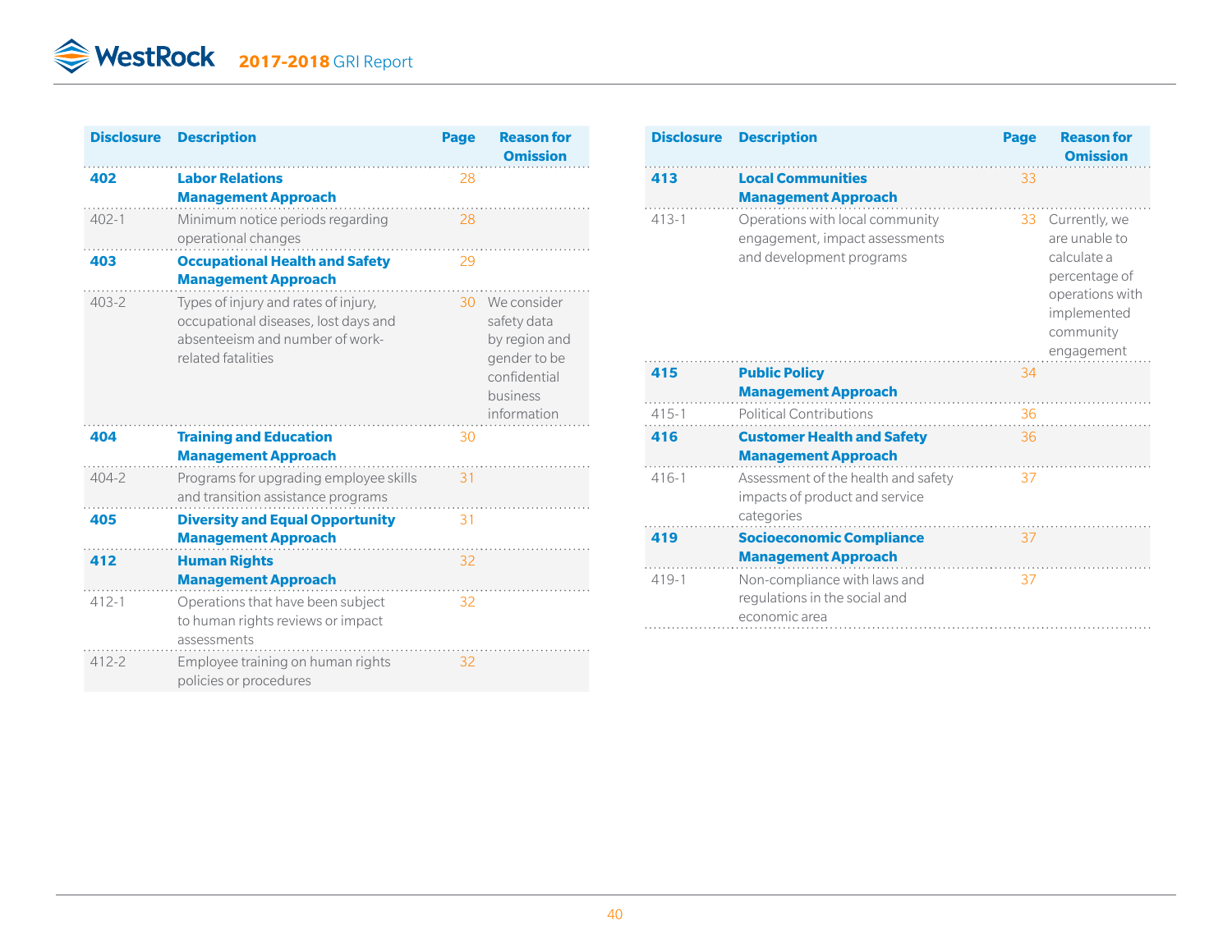| Disclosure | Description | Page | Reason for Omission |
|---|---|---|---|
| **402** | **Labor Relations Management Approach** | 28 | |
| 402-1 | Minimum notice periods regarding operational changes | 28 | |
| **403** | **Occupational Health and Safety Management Approach** | 29 | |
| 403-2 | Types of injury and rates of injury, occupational diseases, lost days and absenteeism and number of work-related fatalities | 30 | We consider safety data by region and gender to be confidential business information |
| **404** | **Training and Education Management Approach** | 30 | |
| 404-2 | Programs for upgrading employee skills and transition assistance programs | 31 | |
| **405** | **Diversity and Equal Opportunity Management Approach** | 31 | |
| **412** | **Human Rights Management Approach** | 32 | |
| 412-1 | Operations that have been subject to human rights reviews or impact assessments | 32 | |
| 412-2 | Employee training on human rights policies or procedures | 32 | |

| Disclosure | Description | Page | Reason for Omission |
|---|---|---|---|
| **413** | **Local Communities Management Approach** | 33 | |
| 413-1 | Operations with local community engagement, impact assessments and development programs | 33 | Currently, we are unable to calculate a percentage of operations with implemented community engagement |
| **415** | **Public Policy Management Approach** | 34 | |
| 415-1 | Political Contributions | 36 | |
| **416** | **Customer Health and Safety Management Approach** | 36 | |
| 416-1 | Assessment of the health and safety impacts of product and service categories | 37 | |
| **419** | **Socioeconomic Compliance Management Approach** | 37 | |
| 419-1 | Non-compliance with laws and regulations in the social and economic area | 37 | |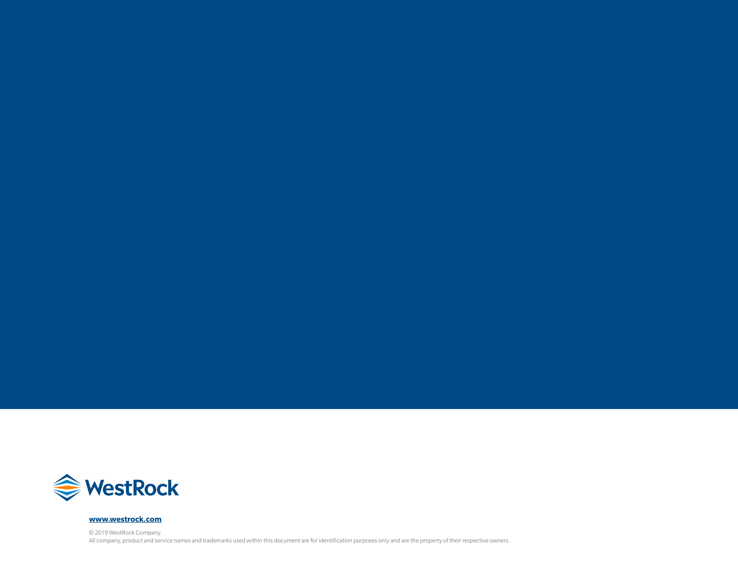WestRock

**www.westrock.com**

© 2019 WestRock Company.
All company, product and service names and trademarks used within this document are for identification purposes only and are the property of their respective owners.